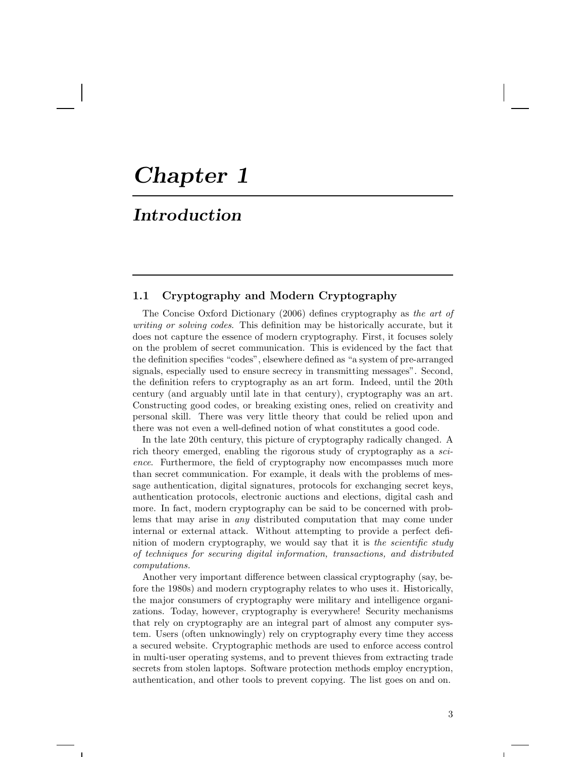# Chapter 1

# Introduction

## 1.1 Cryptography and Modern Cryptography

The Concise Oxford Dictionary (2006) defines cryptography as *the art of writing or solving codes*. This definition may be historically accurate, but it does not capture the essence of modern cryptography. First, it focuses solely on the problem of secret communication. This is evidenced by the fact that the definition specifies "codes", elsewhere defined as "a system of pre-arranged signals, especially used to ensure secrecy in transmitting messages". Second, the definition refers to cryptography as an art form. Indeed, until the 20th century (and arguably until late in that century), cryptography was an art. Constructing good codes, or breaking existing ones, relied on creativity and personal skill. There was very little theory that could be relied upon and there was not even a well-defined notion of what constitutes a good code.

In the late 20th century, this picture of cryptography radically changed. A rich theory emerged, enabling the rigorous study of cryptography as a *science*. Furthermore, the field of cryptography now encompasses much more than secret communication. For example, it deals with the problems of message authentication, digital signatures, protocols for exchanging secret keys, authentication protocols, electronic auctions and elections, digital cash and more. In fact, modern cryptography can be said to be concerned with problems that may arise in *any* distributed computation that may come under internal or external attack. Without attempting to provide a perfect definition of modern cryptography, we would say that it is *the scientific study of techniques for securing digital information, transactions, and distributed computations.*

Another very important difference between classical cryptography (say, before the 1980s) and modern cryptography relates to who uses it. Historically, the major consumers of cryptography were military and intelligence organizations. Today, however, cryptography is everywhere! Security mechanisms that rely on cryptography are an integral part of almost any computer system. Users (often unknowingly) rely on cryptography every time they access a secured website. Cryptographic methods are used to enforce access control in multi-user operating systems, and to prevent thieves from extracting trade secrets from stolen laptops. Software protection methods employ encryption, authentication, and other tools to prevent copying. The list goes on and on.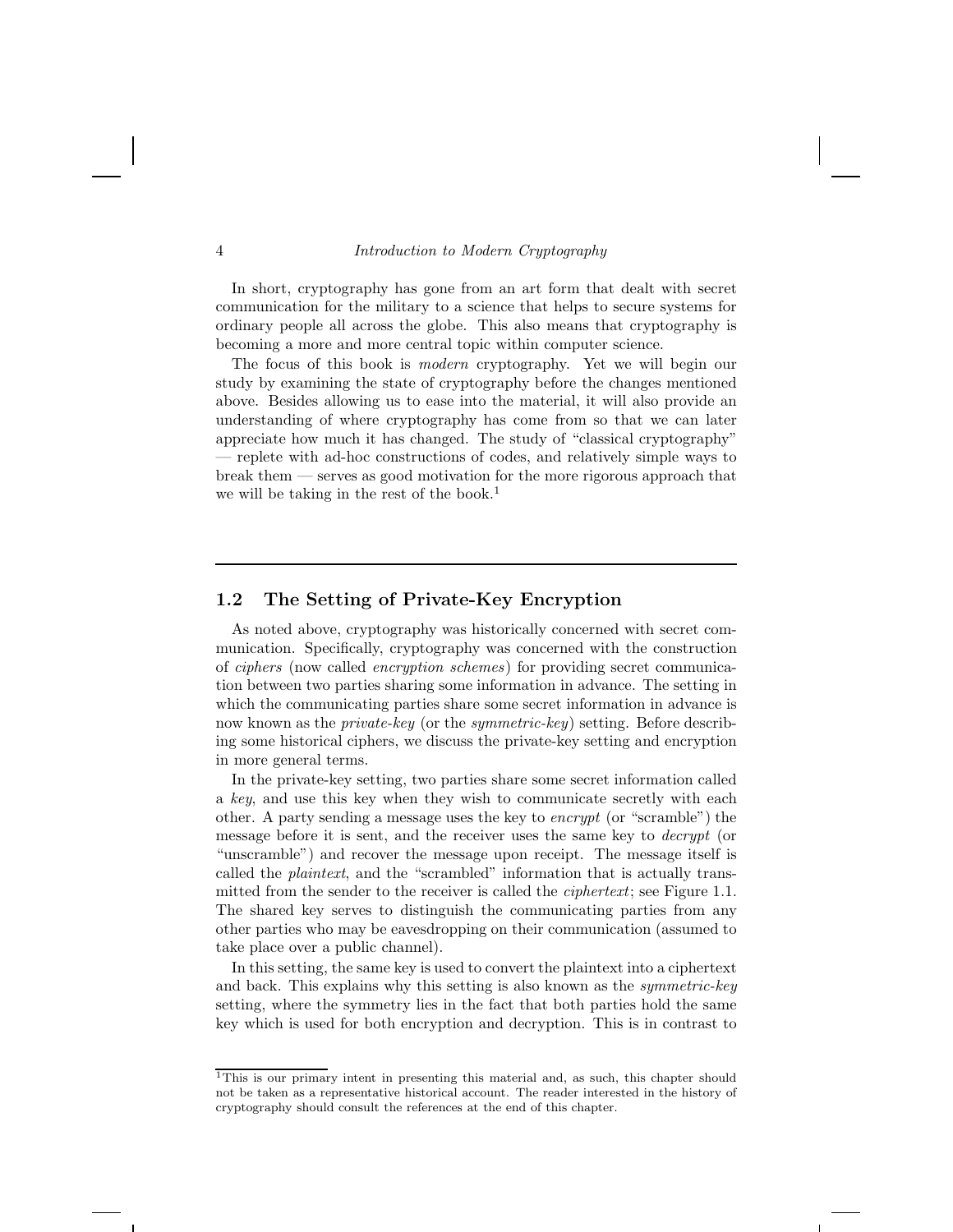In short, cryptography has gone from an art form that dealt with secret communication for the military to a science that helps to secure systems for ordinary people all across the globe. This also means that cryptography is becoming a more and more central topic within computer science.

The focus of this book is *modern* cryptography. Yet we will begin our study by examining the state of cryptography before the changes mentioned above. Besides allowing us to ease into the material, it will also provide an understanding of where cryptography has come from so that we can later appreciate how much it has changed. The study of "classical cryptography" — replete with ad-hoc constructions of codes, and relatively simple ways to break them — serves as good motivation for the more rigorous approach that we will be taking in the rest of the book.[1]

## 1.2 The Setting of Private-Key Encryption

As noted above, cryptography was historically concerned with secret communication. Specifically, cryptography was concerned with the construction of *ciphers* (now called *encryption schemes*) for providing secret communication between two parties sharing some information in advance. The setting in which the communicating parties share some secret information in advance is now known as the *private-key* (or the *symmetric-key*) setting. Before describing some historical ciphers, we discuss the private-key setting and encryption in more general terms.

In the private-key setting, two parties share some secret information called a *key*, and use this key when they wish to communicate secretly with each other. A party sending a message uses the key to *encrypt* (or "scramble") the message before it is sent, and the receiver uses the same key to *decrypt* (or "unscramble") and recover the message upon receipt. The message itself is called the *plaintext*, and the "scrambled" information that is actually transmitted from the sender to the receiver is called the *ciphertext*; see Figure 1.1. The shared key serves to distinguish the communicating parties from any other parties who may be eavesdropping on their communication (assumed to take place over a public channel).

In this setting, the same key is used to convert the plaintext into a ciphertext and back. This explains why this setting is also known as the *symmetric-key* setting, where the symmetry lies in the fact that both parties hold the same key which is used for both encryption and decryption. This is in contrast to

[1] This is our primary intent in presenting this material and, as such, this chapter should not be taken as a representative historical account. The reader interested in the history of cryptography should consult the references at the end of this chapter.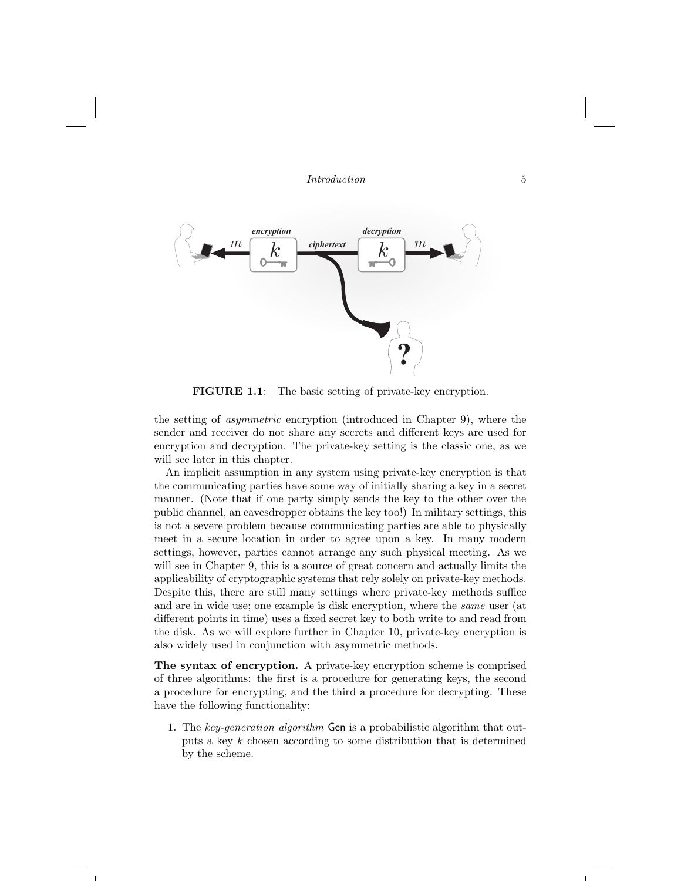**FIGURE 1.1**: The basic setting of private-key encryption.

the setting of *asymmetric* encryption (introduced in Chapter 9), where the sender and receiver do not share any secrets and different keys are used for encryption and decryption. The private-key setting is the classic one, as we will see later in this chapter.

An implicit assumption in any system using private-key encryption is that the communicating parties have some way of initially sharing a key in a secret manner. (Note that if one party simply sends the key to the other over the public channel, an eavesdropper obtains the key too!) In military settings, this is not a severe problem because communicating parties are able to physically meet in a secure location in order to agree upon a key. In many modern settings, however, parties cannot arrange any such physical meeting. As we will see in Chapter 9, this is a source of great concern and actually limits the applicability of cryptographic systems that rely solely on private-key methods. Despite this, there are still many settings where private-key methods suffice and are in wide use; one example is disk encryption, where the *same* user (at different points in time) uses a fixed secret key to both write to and read from the disk. As we will explore further in Chapter 10, private-key encryption is also widely used in conjunction with asymmetric methods.

**The syntax of encryption.** A private-key encryption scheme is comprised of three algorithms: the first is a procedure for generating keys, the second a procedure for encrypting, and the third a procedure for decrypting. These have the following functionality:

1. The *key-generation algorithm* Gen is a probabilistic algorithm that outputs a key $k$ chosen according to some distribution that is determined by the scheme.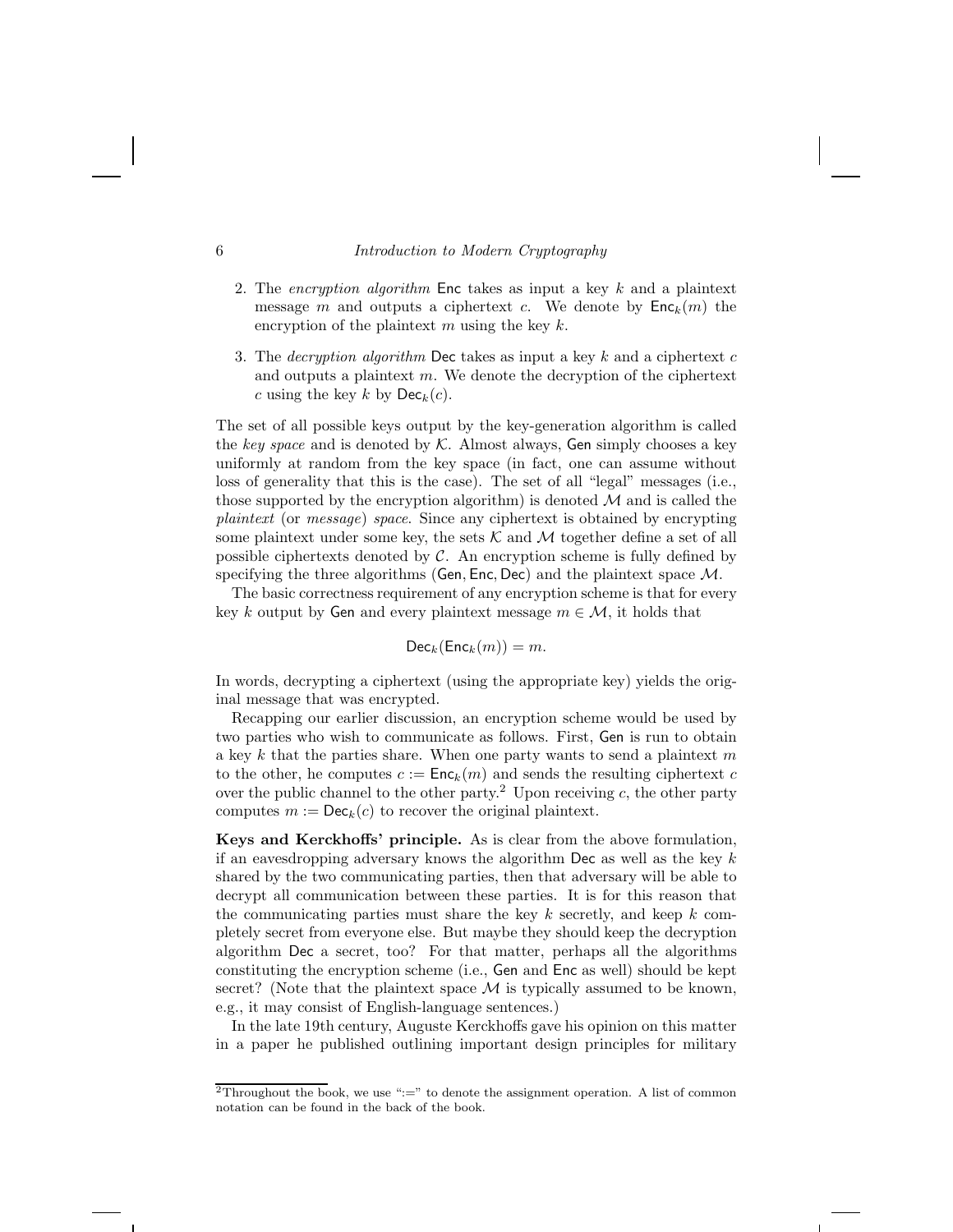2. The *encryption algorithm* $\mathsf{Enc}$ takes as input a key $k$ and a plaintext message $m$ and outputs a ciphertext $c$. We denote by $\mathsf{Enc}_k(m)$ the encryption of the plaintext $m$ using the key $k$.

3. The *decryption algorithm* $\mathsf{Dec}$ takes as input a key $k$ and a ciphertext $c$ and outputs a plaintext $m$. We denote the decryption of the ciphertext $c$ using the key $k$ by $\mathsf{Dec}_k(c)$.

The set of all possible keys output by the key-generation algorithm is called the *key space* and is denoted by $\mathcal{K}$. Almost always, $\mathsf{Gen}$ simply chooses a key uniformly at random from the key space (in fact, one can assume without loss of generality that this is the case). The set of all "legal" messages (i.e., those supported by the encryption algorithm) is denoted $\mathcal{M}$ and is called the *plaintext* (or *message*) *space*. Since any ciphertext is obtained by encrypting some plaintext under some key, the sets $\mathcal{K}$ and $\mathcal{M}$ together define a set of all possible ciphertexts denoted by $\mathcal{C}$. An encryption scheme is fully defined by specifying the three algorithms $(\mathsf{Gen}, \mathsf{Enc}, \mathsf{Dec})$ and the plaintext space $\mathcal{M}$.

The basic correctness requirement of any encryption scheme is that for every key $k$ output by $\mathsf{Gen}$ and every plaintext message $m \in \mathcal{M}$, it holds that

$$\mathsf{Dec}_k(\mathsf{Enc}_k(m)) = m.$$

In words, decrypting a ciphertext (using the appropriate key) yields the original message that was encrypted.

Recapping our earlier discussion, an encryption scheme would be used by two parties who wish to communicate as follows. First, $\mathsf{Gen}$ is run to obtain a key $k$ that the parties share. When one party wants to send a plaintext $m$ to the other, he computes $c := \mathsf{Enc}_k(m)$ and sends the resulting ciphertext $c$ over the public channel to the other party.[2] Upon receiving $c$, the other party computes $m := \mathsf{Dec}_k(c)$ to recover the original plaintext.

**Keys and Kerckhoffs' principle.** As is clear from the above formulation, if an eavesdropping adversary knows the algorithm $\mathsf{Dec}$ as well as the key $k$ shared by the two communicating parties, then that adversary will be able to decrypt all communication between these parties. It is for this reason that the communicating parties must share the key $k$ secretly, and keep $k$ completely secret from everyone else. But maybe they should keep the decryption algorithm $\mathsf{Dec}$ a secret, too? For that matter, perhaps all the algorithms constituting the encryption scheme (i.e., $\mathsf{Gen}$ and $\mathsf{Enc}$ as well) should be kept secret? (Note that the plaintext space $\mathcal{M}$ is typically assumed to be known, e.g., it may consist of English-language sentences.)

In the late 19th century, Auguste Kerckhoffs gave his opinion on this matter in a paper he published outlining important design principles for military

[2] Throughout the book, we use ":=" to denote the assignment operation. A list of common notation can be found in the back of the book.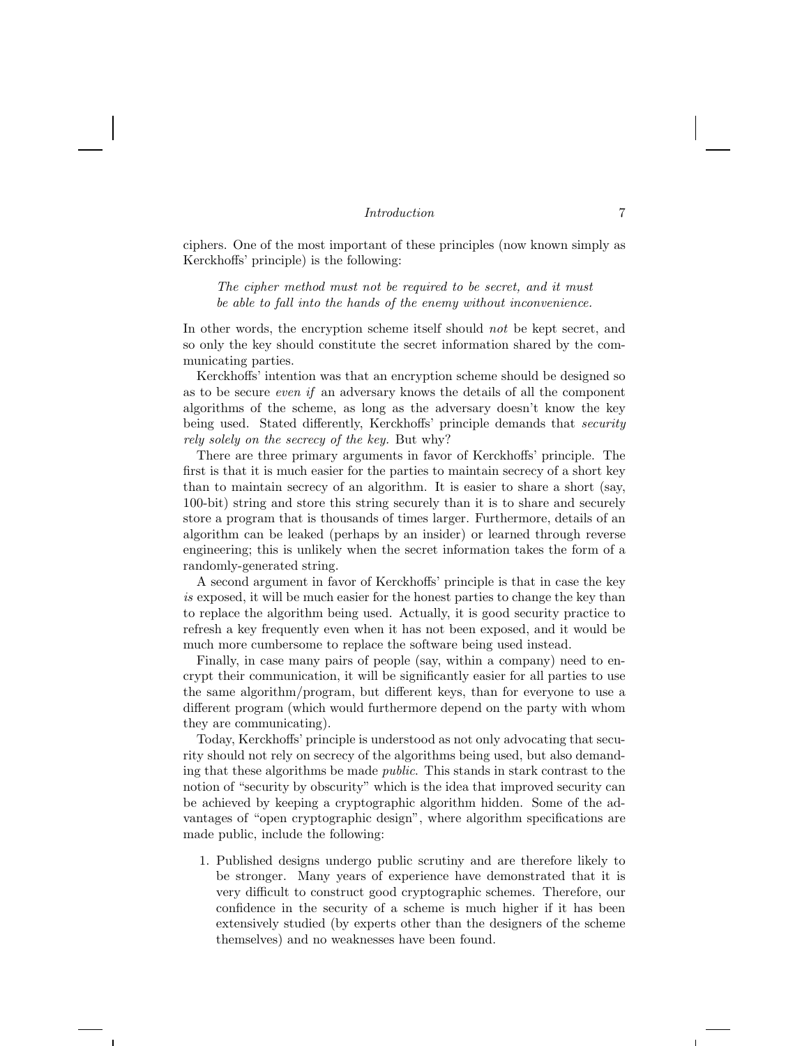ciphers. One of the most important of these principles (now known simply as Kerckhoffs' principle) is the following:

> *The cipher method must not be required to be secret, and it must be able to fall into the hands of the enemy without inconvenience.*

In other words, the encryption scheme itself should *not* be kept secret, and so only the key should constitute the secret information shared by the communicating parties.

Kerckhoffs' intention was that an encryption scheme should be designed so as to be secure *even if* an adversary knows the details of all the component algorithms of the scheme, as long as the adversary doesn't know the key being used. Stated differently, Kerckhoffs' principle demands that *security rely solely on the secrecy of the key.* But why?

There are three primary arguments in favor of Kerckhoffs' principle. The first is that it is much easier for the parties to maintain secrecy of a short key than to maintain secrecy of an algorithm. It is easier to share a short (say, 100-bit) string and store this string securely than it is to share and securely store a program that is thousands of times larger. Furthermore, details of an algorithm can be leaked (perhaps by an insider) or learned through reverse engineering; this is unlikely when the secret information takes the form of a randomly-generated string.

A second argument in favor of Kerckhoffs' principle is that in case the key *is* exposed, it will be much easier for the honest parties to change the key than to replace the algorithm being used. Actually, it is good security practice to refresh a key frequently even when it has not been exposed, and it would be much more cumbersome to replace the software being used instead.

Finally, in case many pairs of people (say, within a company) need to encrypt their communication, it will be significantly easier for all parties to use the same algorithm/program, but different keys, than for everyone to use a different program (which would furthermore depend on the party with whom they are communicating).

Today, Kerckhoffs' principle is understood as not only advocating that security should not rely on secrecy of the algorithms being used, but also demanding that these algorithms be made *public*. This stands in stark contrast to the notion of "security by obscurity" which is the idea that improved security can be achieved by keeping a cryptographic algorithm hidden. Some of the advantages of "open cryptographic design", where algorithm specifications are made public, include the following:

1. Published designs undergo public scrutiny and are therefore likely to be stronger. Many years of experience have demonstrated that it is very difficult to construct good cryptographic schemes. Therefore, our confidence in the security of a scheme is much higher if it has been extensively studied (by experts other than the designers of the scheme themselves) and no weaknesses have been found.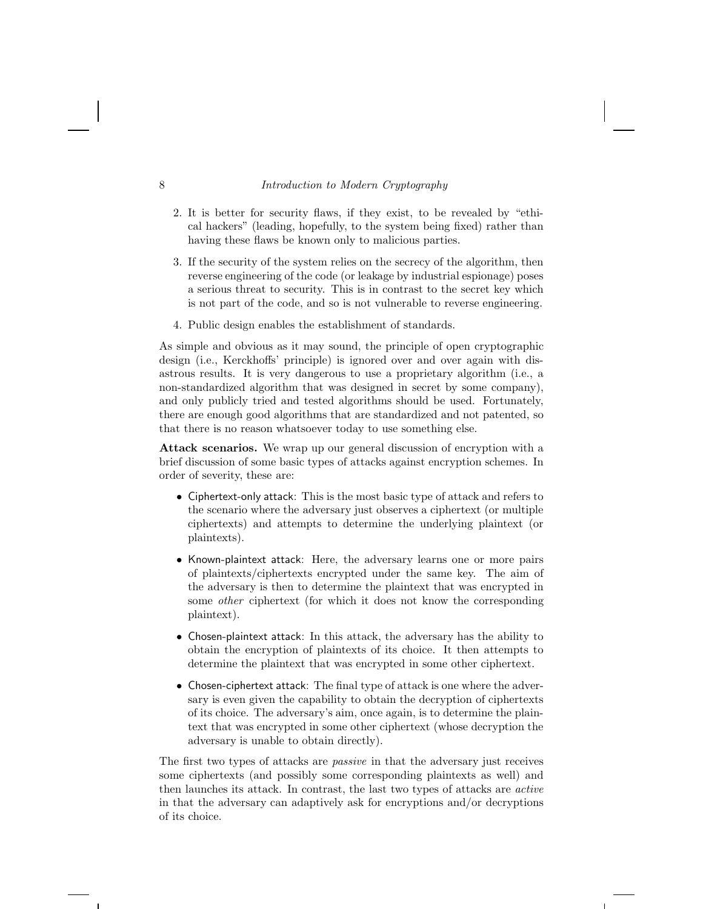2. It is better for security flaws, if they exist, to be revealed by "ethical hackers" (leading, hopefully, to the system being fixed) rather than having these flaws be known only to malicious parties.

3. If the security of the system relies on the secrecy of the algorithm, then reverse engineering of the code (or leakage by industrial espionage) poses a serious threat to security. This is in contrast to the secret key which is not part of the code, and so is not vulnerable to reverse engineering.

4. Public design enables the establishment of standards.

As simple and obvious as it may sound, the principle of open cryptographic design (i.e., Kerckhoffs' principle) is ignored over and over again with disastrous results. It is very dangerous to use a proprietary algorithm (i.e., a non-standardized algorithm that was designed in secret by some company), and only publicly tried and tested algorithms should be used. Fortunately, there are enough good algorithms that are standardized and not patented, so that there is no reason whatsoever today to use something else.

**Attack scenarios.** We wrap up our general discussion of encryption with a brief discussion of some basic types of attacks against encryption schemes. In order of severity, these are:

- Ciphertext-only attack: This is the most basic type of attack and refers to the scenario where the adversary just observes a ciphertext (or multiple ciphertexts) and attempts to determine the underlying plaintext (or plaintexts).
- Known-plaintext attack: Here, the adversary learns one or more pairs of plaintexts/ciphertexts encrypted under the same key. The aim of the adversary is then to determine the plaintext that was encrypted in some *other* ciphertext (for which it does not know the corresponding plaintext).
- Chosen-plaintext attack: In this attack, the adversary has the ability to obtain the encryption of plaintexts of its choice. It then attempts to determine the plaintext that was encrypted in some other ciphertext.
- Chosen-ciphertext attack: The final type of attack is one where the adversary is even given the capability to obtain the decryption of ciphertexts of its choice. The adversary's aim, once again, is to determine the plaintext that was encrypted in some other ciphertext (whose decryption the adversary is unable to obtain directly).

The first two types of attacks are *passive* in that the adversary just receives some ciphertexts (and possibly some corresponding plaintexts as well) and then launches its attack. In contrast, the last two types of attacks are *active* in that the adversary can adaptively ask for encryptions and/or decryptions of its choice.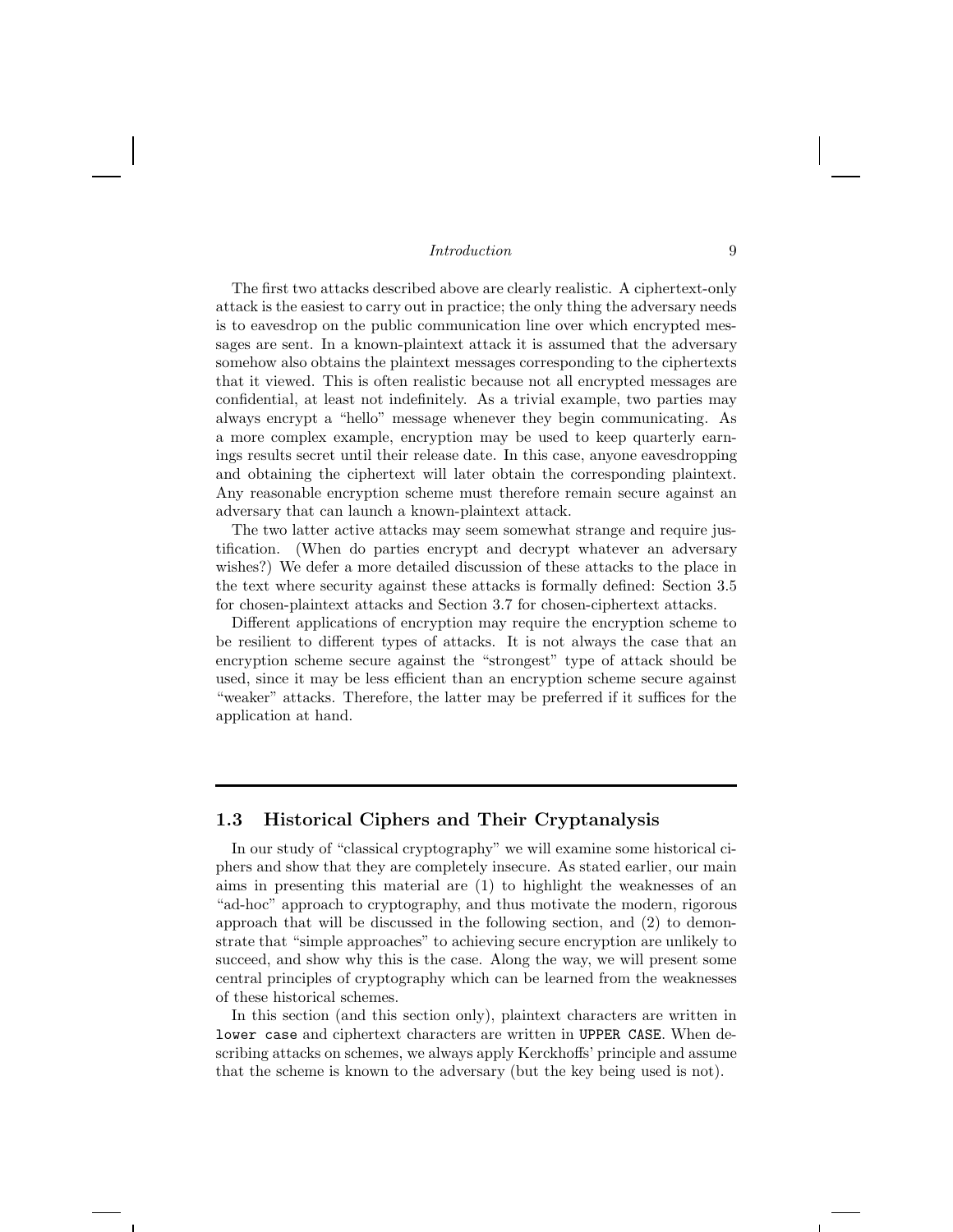The first two attacks described above are clearly realistic. A ciphertext-only attack is the easiest to carry out in practice; the only thing the adversary needs is to eavesdrop on the public communication line over which encrypted messages are sent. In a known-plaintext attack it is assumed that the adversary somehow also obtains the plaintext messages corresponding to the ciphertexts that it viewed. This is often realistic because not all encrypted messages are confidential, at least not indefinitely. As a trivial example, two parties may always encrypt a "hello" message whenever they begin communicating. As a more complex example, encryption may be used to keep quarterly earnings results secret until their release date. In this case, anyone eavesdropping and obtaining the ciphertext will later obtain the corresponding plaintext. Any reasonable encryption scheme must therefore remain secure against an adversary that can launch a known-plaintext attack.

The two latter active attacks may seem somewhat strange and require justification. (When do parties encrypt and decrypt whatever an adversary wishes?) We defer a more detailed discussion of these attacks to the place in the text where security against these attacks is formally defined: Section 3.5 for chosen-plaintext attacks and Section 3.7 for chosen-ciphertext attacks.

Different applications of encryption may require the encryption scheme to be resilient to different types of attacks. It is not always the case that an encryption scheme secure against the "strongest" type of attack should be used, since it may be less efficient than an encryption scheme secure against "weaker" attacks. Therefore, the latter may be preferred if it suffices for the application at hand.

## 1.3 Historical Ciphers and Their Cryptanalysis

In our study of "classical cryptography" we will examine some historical ciphers and show that they are completely insecure. As stated earlier, our main aims in presenting this material are (1) to highlight the weaknesses of an "ad-hoc" approach to cryptography, and thus motivate the modern, rigorous approach that will be discussed in the following section, and (2) to demonstrate that "simple approaches" to achieving secure encryption are unlikely to succeed, and show why this is the case. Along the way, we will present some central principles of cryptography which can be learned from the weaknesses of these historical schemes.

In this section (and this section only), plaintext characters are written in `lower case` and ciphertext characters are written in `UPPER CASE`. When describing attacks on schemes, we always apply Kerckhoffs' principle and assume that the scheme is known to the adversary (but the key being used is not).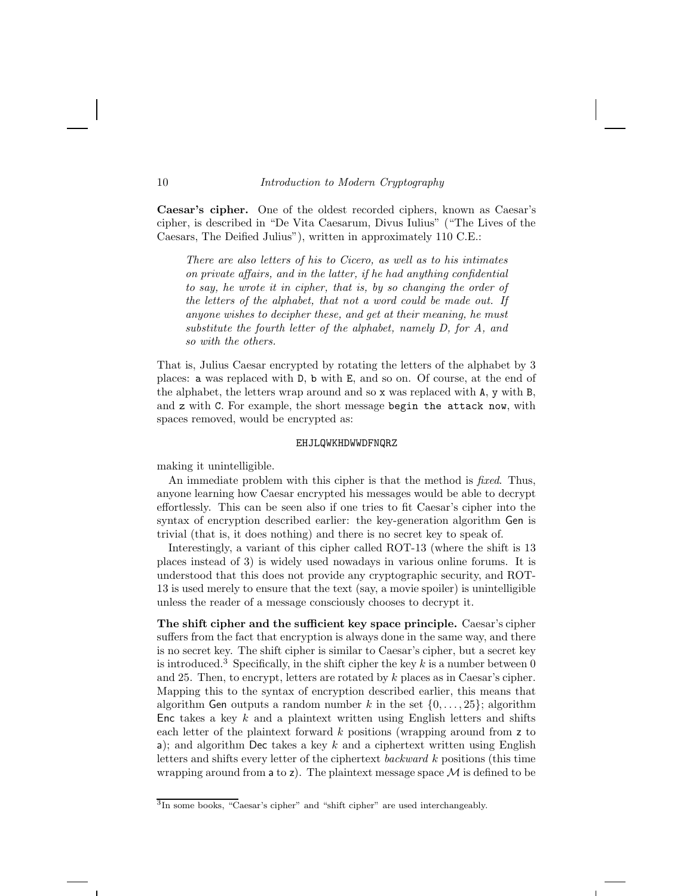**Caesar's cipher.** One of the oldest recorded ciphers, known as Caesar's cipher, is described in "De Vita Caesarum, Divus Iulius" ("The Lives of the Caesars, The Deified Julius"), written in approximately 110 C.E.:

> *There are also letters of his to Cicero, as well as to his intimates on private affairs, and in the latter, if he had anything confidential to say, he wrote it in cipher, that is, by so changing the order of the letters of the alphabet, that not a word could be made out. If anyone wishes to decipher these, and get at their meaning, he must substitute the fourth letter of the alphabet, namely D, for A, and so with the others.*

That is, Julius Caesar encrypted by rotating the letters of the alphabet by 3 places: `a` was replaced with `D`, `b` with `E`, and so on. Of course, at the end of the alphabet, the letters wrap around and so `x` was replaced with `A`, `y` with `B`, and `z` with `C`. For example, the short message `begin the attack now`, with spaces removed, would be encrypted as:

```
EHJLQWKHDWWDFNQRZ
```

making it unintelligible.

An immediate problem with this cipher is that the method is *fixed*. Thus, anyone learning how Caesar encrypted his messages would be able to decrypt effortlessly. This can be seen also if one tries to fit Caesar's cipher into the syntax of encryption described earlier: the key-generation algorithm Gen is trivial (that is, it does nothing) and there is no secret key to speak of.

Interestingly, a variant of this cipher called ROT-13 (where the shift is 13 places instead of 3) is widely used nowadays in various online forums. It is understood that this does not provide any cryptographic security, and ROT-13 is used merely to ensure that the text (say, a movie spoiler) is unintelligible unless the reader of a message consciously chooses to decrypt it.

**The shift cipher and the sufficient key space principle.** Caesar's cipher suffers from the fact that encryption is always done in the same way, and there is no secret key. The shift cipher is similar to Caesar's cipher, but a secret key is introduced.[3] Specifically, in the shift cipher the key $k$ is a number between 0 and 25. Then, to encrypt, letters are rotated by $k$ places as in Caesar's cipher. Mapping this to the syntax of encryption described earlier, this means that algorithm Gen outputs a random number $k$ in the set $\{0, \ldots, 25\}$; algorithm Enc takes a key $k$ and a plaintext written using English letters and shifts each letter of the plaintext forward $k$ positions (wrapping around from `z` to `a`); and algorithm Dec takes a key $k$ and a ciphertext written using English letters and shifts every letter of the ciphertext *backward* $k$ positions (this time wrapping around from `a` to `z`). The plaintext message space $\mathcal{M}$ is defined to be

[3] In some books, "Caesar's cipher" and "shift cipher" are used interchangeably.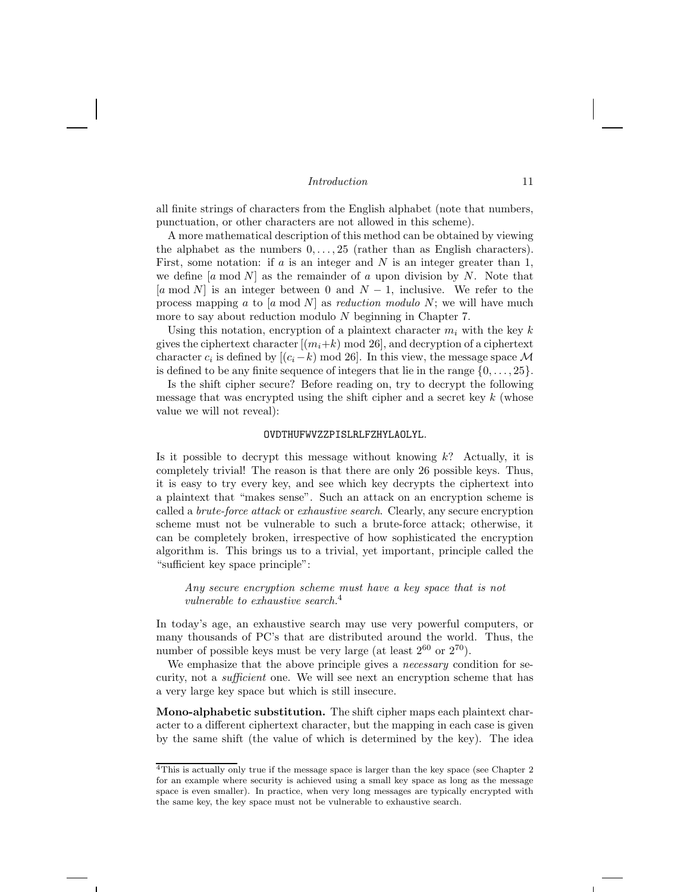all finite strings of characters from the English alphabet (note that numbers, punctuation, or other characters are not allowed in this scheme).

A more mathematical description of this method can be obtained by viewing the alphabet as the numbers $0, \ldots, 25$ (rather than as English characters). First, some notation: if $a$ is an integer and $N$ is an integer greater than 1, we define $[a \bmod N]$ as the remainder of $a$ upon division by $N$. Note that $[a \bmod N]$ is an integer between 0 and $N-1$, inclusive. We refer to the process mapping $a$ to $[a \bmod N]$ as *reduction modulo* $N$; we will have much more to say about reduction modulo $N$ beginning in Chapter 7.

Using this notation, encryption of a plaintext character $m_i$ with the key $k$ gives the ciphertext character $[(m_i+k) \bmod 26]$, and decryption of a ciphertext character $c_i$ is defined by $[(c_i-k) \bmod 26]$. In this view, the message space $\mathcal{M}$ is defined to be any finite sequence of integers that lie in the range $\{0, \ldots, 25\}$.

Is the shift cipher secure? Before reading on, try to decrypt the following message that was encrypted using the shift cipher and a secret key $k$ (whose value we will not reveal):

```
OVDTHUFWVZZPISLRLFZHYLAOLYL.
```

Is it possible to decrypt this message without knowing $k$? Actually, it is completely trivial! The reason is that there are only 26 possible keys. Thus, it is easy to try every key, and see which key decrypts the ciphertext into a plaintext that "makes sense". Such an attack on an encryption scheme is called a *brute-force attack* or *exhaustive search*. Clearly, any secure encryption scheme must not be vulnerable to such a brute-force attack; otherwise, it can be completely broken, irrespective of how sophisticated the encryption algorithm is. This brings us to a trivial, yet important, principle called the "sufficient key space principle":

> *Any secure encryption scheme must have a key space that is not vulnerable to exhaustive search.*[4]

In today's age, an exhaustive search may use very powerful computers, or many thousands of PC's that are distributed around the world. Thus, the number of possible keys must be very large (at least $2^{60}$ or $2^{70}$).

We emphasize that the above principle gives a *necessary* condition for security, not a *sufficient* one. We will see next an encryption scheme that has a very large key space but which is still insecure.

**Mono-alphabetic substitution.** The shift cipher maps each plaintext character to a different ciphertext character, but the mapping in each case is given by the same shift (the value of which is determined by the key). The idea

[4] This is actually only true if the message space is larger than the key space (see Chapter 2 for an example where security is achieved using a small key space as long as the message space is even smaller). In practice, when very long messages are typically encrypted with the same key, the key space must not be vulnerable to exhaustive search.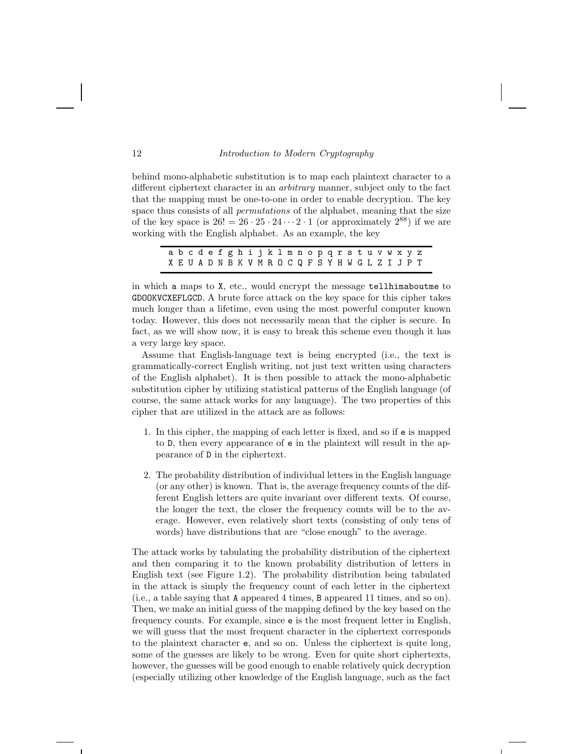behind mono-alphabetic substitution is to map each plaintext character to a different ciphertext character in an *arbitrary* manner, subject only to the fact that the mapping must be one-to-one in order to enable decryption. The key space thus consists of all *permutations* of the alphabet, meaning that the size of the key space is $26! = 26 \cdot 25 \cdot 24 \cdots 2 \cdot 1$ (or approximately $2^{88}$) if we are working with the English alphabet. As an example, the key

| a | b | c | d | e | f | g | h | i | j | k | l | m | n | o | p | q | r | s | t | u | v | w | x | y | z |
|---|---|---|---|---|---|---|---|---|---|---|---|---|---|---|---|---|---|---|---|---|---|---|---|---|---|
| X | E | U | A | D | N | B | K | V | M | R | O | C | Q | F | S | Y | H | W | G | L | Z | I | J | P | T |

in which `a` maps to `X`, etc., would encrypt the message `tellhimaboutme` to `GDOOKVCXEFLGCD`. A brute force attack on the key space for this cipher takes much longer than a lifetime, even using the most powerful computer known today. However, this does not necessarily mean that the cipher is secure. In fact, as we will show now, it is easy to break this scheme even though it has a very large key space.

Assume that English-language text is being encrypted (i.e., the text is grammatically-correct English writing, not just text written using characters of the English alphabet). It is then possible to attack the mono-alphabetic substitution cipher by utilizing statistical patterns of the English language (of course, the same attack works for any language). The two properties of this cipher that are utilized in the attack are as follows:

1. In this cipher, the mapping of each letter is fixed, and so if `e` is mapped to `D`, then every appearance of `e` in the plaintext will result in the appearance of `D` in the ciphertext.

2. The probability distribution of individual letters in the English language (or any other) is known. That is, the average frequency counts of the different English letters are quite invariant over different texts. Of course, the longer the text, the closer the frequency counts will be to the average. However, even relatively short texts (consisting of only tens of words) have distributions that are "close enough" to the average.

The attack works by tabulating the probability distribution of the ciphertext and then comparing it to the known probability distribution of letters in English text (see Figure 1.2). The probability distribution being tabulated in the attack is simply the frequency count of each letter in the ciphertext (i.e., a table saying that `A` appeared 4 times, `B` appeared 11 times, and so on). Then, we make an initial guess of the mapping defined by the key based on the frequency counts. For example, since `e` is the most frequent letter in English, we will guess that the most frequent character in the ciphertext corresponds to the plaintext character `e`, and so on. Unless the ciphertext is quite long, some of the guesses are likely to be wrong. Even for quite short ciphertexts, however, the guesses will be good enough to enable relatively quick decryption (especially utilizing other knowledge of the English language, such as the fact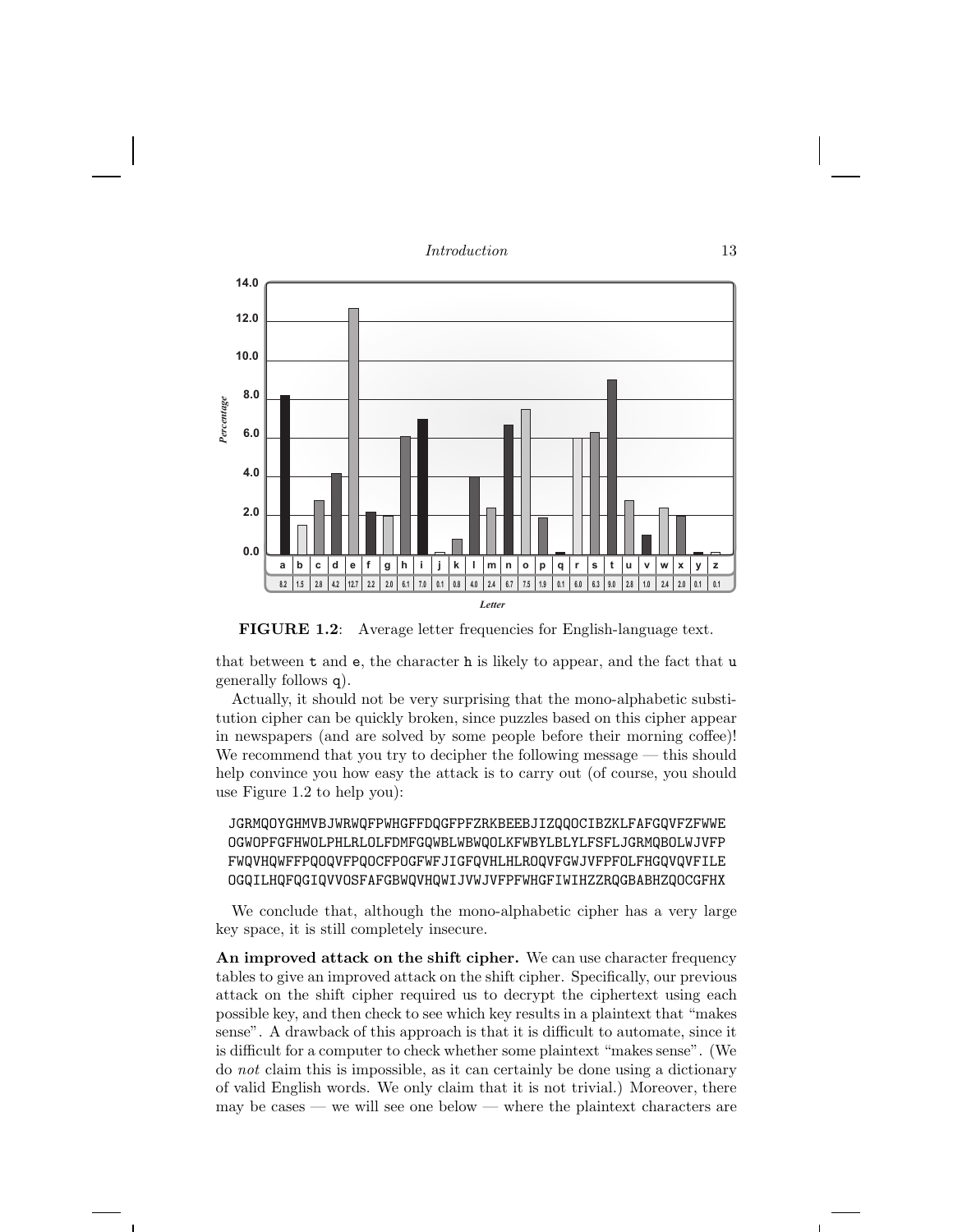| Letter | a | b | c | d | e | f | g | h | i | j | k | l | m | n | o | p | q | r | s | t | u | v | w | x | y | z |
|---|---|---|---|---|---|---|---|---|---|---|---|---|---|---|---|---|---|---|---|---|---|---|---|---|---|---|
| Percentage | 8.2 | 1.5 | 2.8 | 4.2 | 12.7 | 2.2 | 2.0 | 6.1 | 7.0 | 0.1 | 0.8 | 4.0 | 2.4 | 6.7 | 7.5 | 1.9 | 0.1 | 6.0 | 6.3 | 9.0 | 2.8 | 1.0 | 2.4 | 2.0 | 0.1 | 0.1 |

**FIGURE 1.2**: Average letter frequencies for English-language text.

that between t and e, the character h is likely to appear, and the fact that u generally follows q).

Actually, it should not be very surprising that the mono-alphabetic substitution cipher can be quickly broken, since puzzles based on this cipher appear in newspapers (and are solved by some people before their morning coffee)! We recommend that you try to decipher the following message — this should help convince you how easy the attack is to carry out (of course, you should use Figure 1.2 to help you):

```
JGRMQOYGHMVBJWRWQFPWHGFFDQGFPFZRKBEEBJIZQQOCIBZKLFAFGQVFZFWWE
OGWOPFGFHWOLPHLRLOLFDMFGQWBLWBWQOLKFWBYLBLYLFSFLJGRMQBOLWJVFP
FWQVHQWFFPQOQVFPQOCFPOGFWFJIGFQVHLHLROQVFGWJVFPFOLFHGQVQVFILE
OGQILHQFQGIQVVOSFAFGBWQVHQWIJVWJVFPFWHGFIWIHZZRQGBABHZQOCGFHX
```

We conclude that, although the mono-alphabetic cipher has a very large key space, it is still completely insecure.

**An improved attack on the shift cipher.** We can use character frequency tables to give an improved attack on the shift cipher. Specifically, our previous attack on the shift cipher required us to decrypt the ciphertext using each possible key, and then check to see which key results in a plaintext that "makes sense". A drawback of this approach is that it is difficult to automate, since it is difficult for a computer to check whether some plaintext "makes sense". (We do *not* claim this is impossible, as it can certainly be done using a dictionary of valid English words. We only claim that it is not trivial.) Moreover, there may be cases — we will see one below — where the plaintext characters are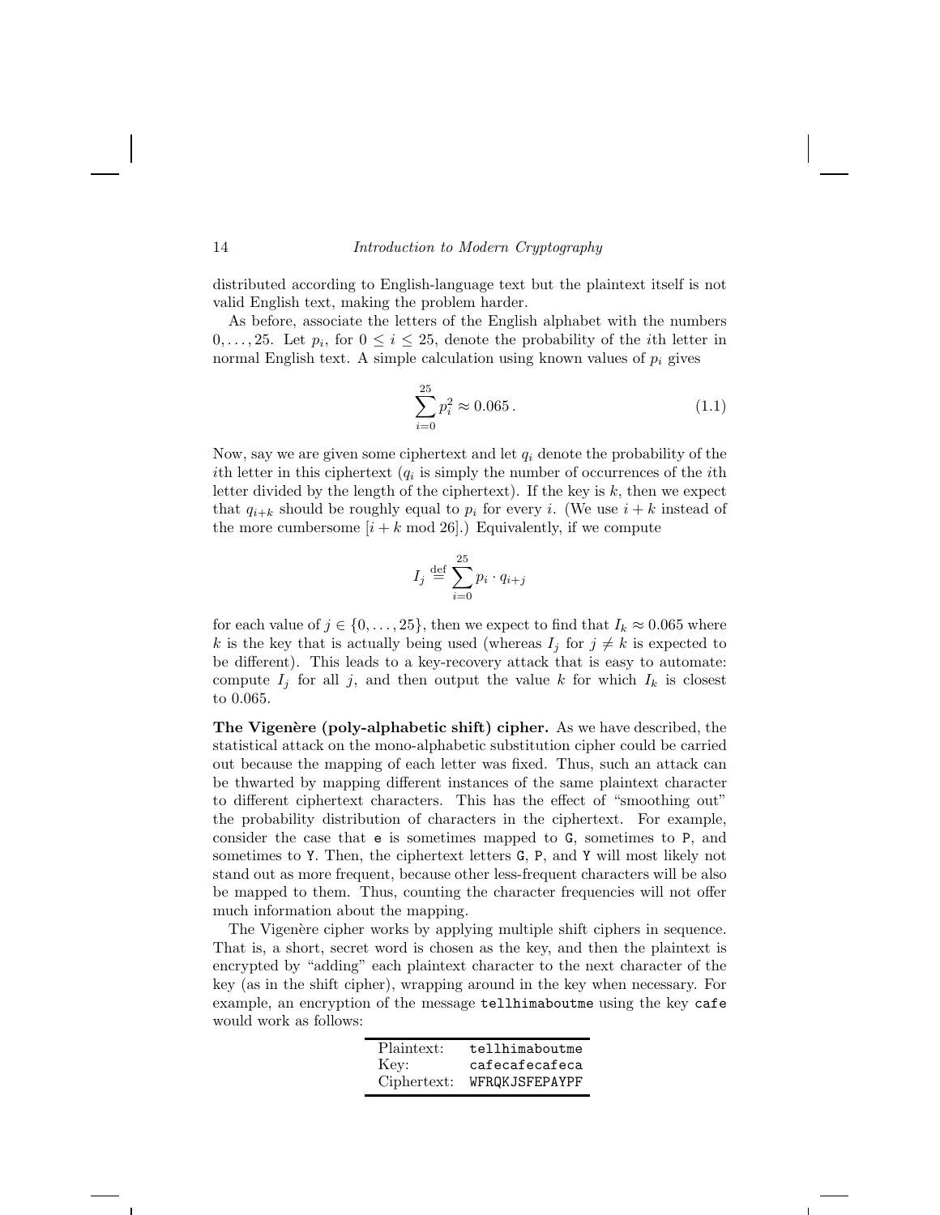distributed according to English-language text but the plaintext itself is not valid English text, making the problem harder.

As before, associate the letters of the English alphabet with the numbers $0, \ldots, 25$. Let $p_i$, for $0 \leq i \leq 25$, denote the probability of the $i$th letter in normal English text. A simple calculation using known values of $p_i$ gives

$$\sum_{i=0}^{25} p_i^2 \approx 0.065 \,. \tag{1.1}$$

Now, say we are given some ciphertext and let $q_i$ denote the probability of the $i$th letter in this ciphertext ($q_i$ is simply the number of occurrences of the $i$th letter divided by the length of the ciphertext). If the key is $k$, then we expect that $q_{i+k}$ should be roughly equal to $p_i$ for every $i$. (We use $i+k$ instead of the more cumbersome $[i+k \bmod 26]$.) Equivalently, if we compute

$$I_j \stackrel{\text{def}}{=} \sum_{i=0}^{25} p_i \cdot q_{i+j}$$

for each value of $j \in \{0, \ldots, 25\}$, then we expect to find that $I_k \approx 0.065$ where $k$ is the key that is actually being used (whereas $I_j$ for $j \neq k$ is expected to be different). This leads to a key-recovery attack that is easy to automate: compute $I_j$ for all $j$, and then output the value $k$ for which $I_k$ is closest to 0.065.

**The Vigenère (poly-alphabetic shift) cipher.** As we have described, the statistical attack on the mono-alphabetic substitution cipher could be carried out because the mapping of each letter was fixed. Thus, such an attack can be thwarted by mapping different instances of the same plaintext character to different ciphertext characters. This has the effect of "smoothing out" the probability distribution of characters in the ciphertext. For example, consider the case that `e` is sometimes mapped to `G`, sometimes to `P`, and sometimes to `Y`. Then, the ciphertext letters `G`, `P`, and `Y` will most likely not stand out as more frequent, because other less-frequent characters will be also be mapped to them. Thus, counting the character frequencies will not offer much information about the mapping.

The Vigenère cipher works by applying multiple shift ciphers in sequence. That is, a short, secret word is chosen as the key, and then the plaintext is encrypted by "adding" each plaintext character to the next character of the key (as in the shift cipher), wrapping around in the key when necessary. For example, an encryption of the message `tellhimaboutme` using the key `cafe` would work as follows:

| | |
|---|---|
| Plaintext: | `tellhimaboutme` |
| Key: | `cafecafecafeca` |
| Ciphertext: | `WFRQKJSFEPAYPF` |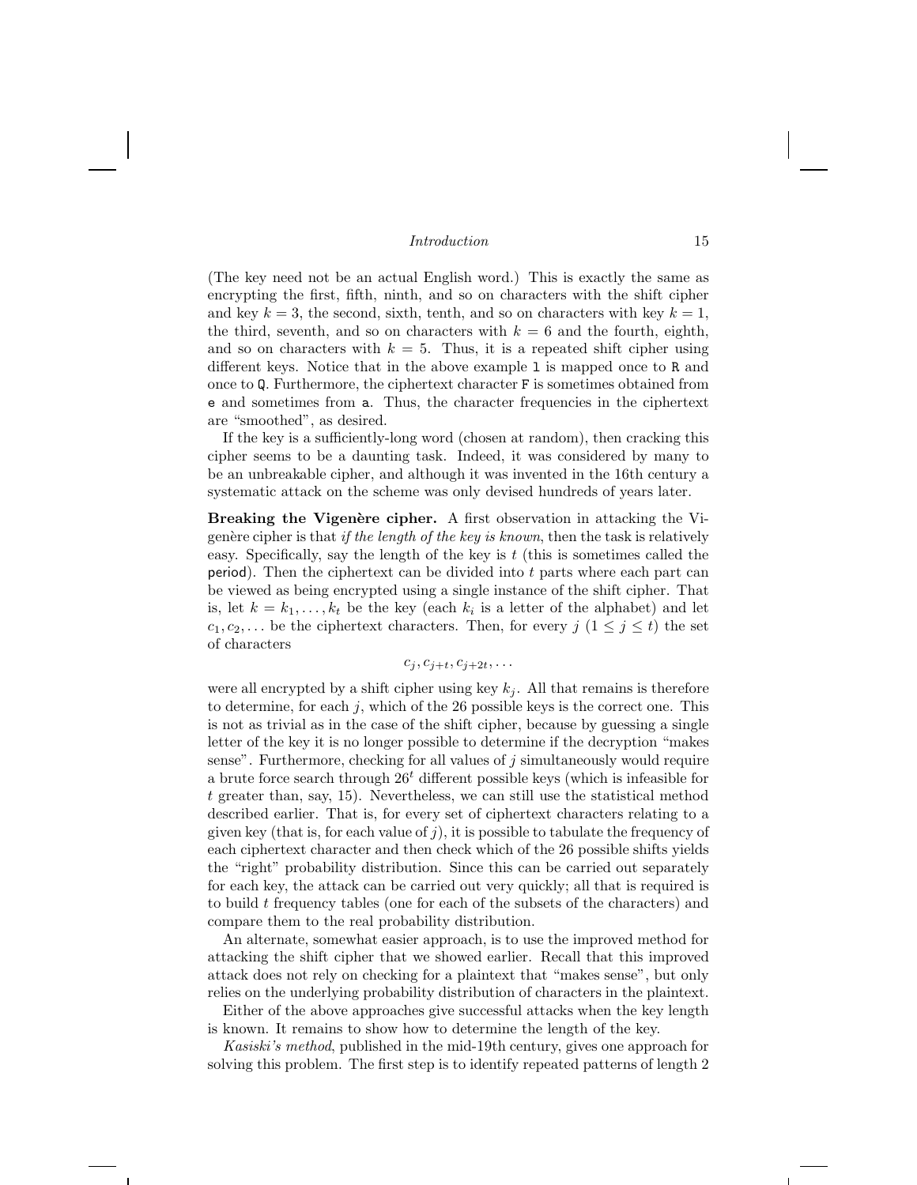(The key need not be an actual English word.) This is exactly the same as encrypting the first, fifth, ninth, and so on characters with the shift cipher and key $k = 3$, the second, sixth, tenth, and so on characters with key $k = 1$, the third, seventh, and so on characters with $k = 6$ and the fourth, eighth, and so on characters with $k = 5$. Thus, it is a repeated shift cipher using different keys. Notice that in the above example `l` is mapped once to `R` and once to `Q`. Furthermore, the ciphertext character `F` is sometimes obtained from `e` and sometimes from `a`. Thus, the character frequencies in the ciphertext are "smoothed", as desired.

If the key is a sufficiently-long word (chosen at random), then cracking this cipher seems to be a daunting task. Indeed, it was considered by many to be an unbreakable cipher, and although it was invented in the 16th century a systematic attack on the scheme was only devised hundreds of years later.

**Breaking the Vigenère cipher.** A first observation in attacking the Vigenère cipher is that *if the length of the key is known*, then the task is relatively easy. Specifically, say the length of the key is $t$ (this is sometimes called the period). Then the ciphertext can be divided into $t$ parts where each part can be viewed as being encrypted using a single instance of the shift cipher. That is, let $k = k_1, \ldots, k_t$ be the key (each $k_i$ is a letter of the alphabet) and let $c_1, c_2, \ldots$ be the ciphertext characters. Then, for every $j$ ($1 \leq j \leq t$) the set of characters

$$c_j, c_{j+t}, c_{j+2t}, \ldots$$

were all encrypted by a shift cipher using key $k_j$. All that remains is therefore to determine, for each $j$, which of the 26 possible keys is the correct one. This is not as trivial as in the case of the shift cipher, because by guessing a single letter of the key it is no longer possible to determine if the decryption "makes sense". Furthermore, checking for all values of $j$ simultaneously would require a brute force search through $26^t$ different possible keys (which is infeasible for $t$ greater than, say, 15). Nevertheless, we can still use the statistical method described earlier. That is, for every set of ciphertext characters relating to a given key (that is, for each value of $j$), it is possible to tabulate the frequency of each ciphertext character and then check which of the 26 possible shifts yields the "right" probability distribution. Since this can be carried out separately for each key, the attack can be carried out very quickly; all that is required is to build $t$ frequency tables (one for each of the subsets of the characters) and compare them to the real probability distribution.

An alternate, somewhat easier approach, is to use the improved method for attacking the shift cipher that we showed earlier. Recall that this improved attack does not rely on checking for a plaintext that "makes sense", but only relies on the underlying probability distribution of characters in the plaintext.

Either of the above approaches give successful attacks when the key length is known. It remains to show how to determine the length of the key.

*Kasiski's method*, published in the mid-19th century, gives one approach for solving this problem. The first step is to identify repeated patterns of length 2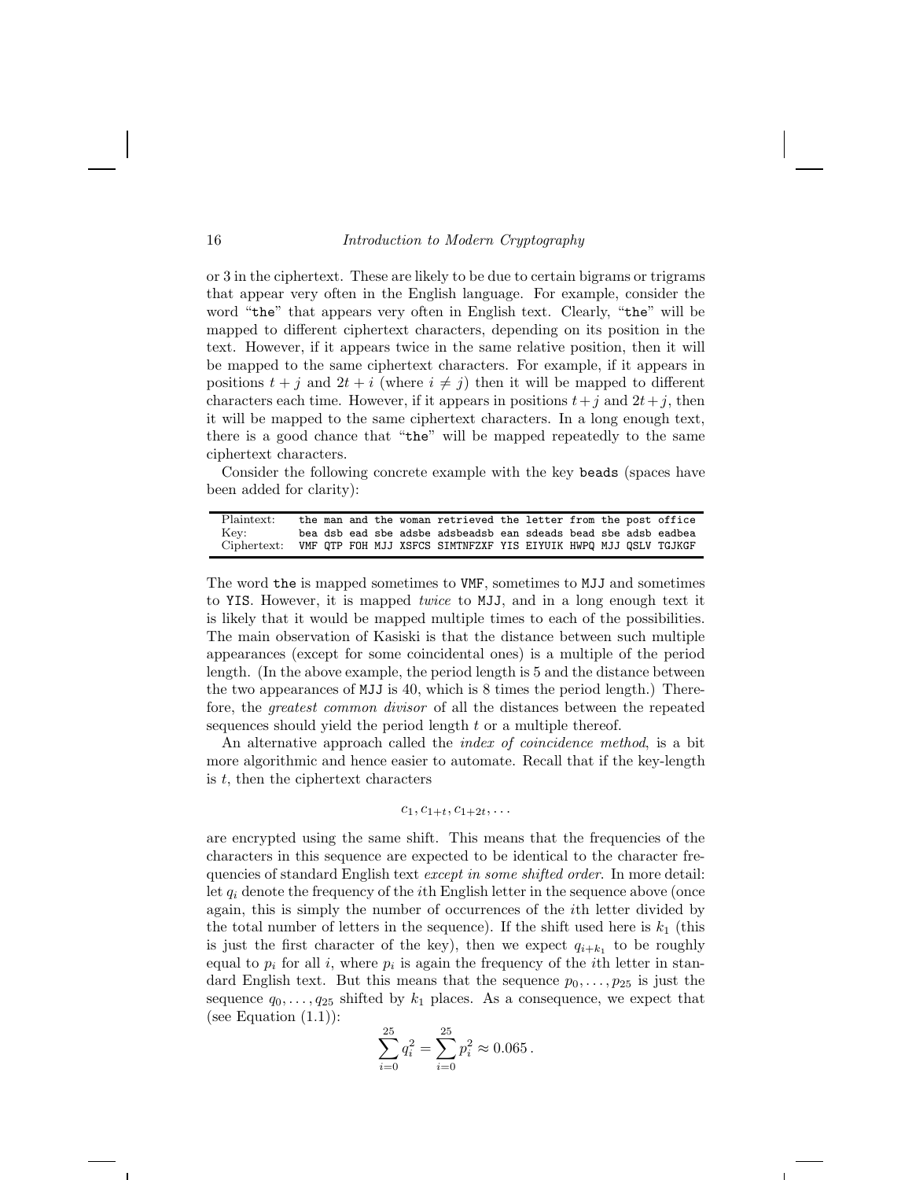or 3 in the ciphertext. These are likely to be due to certain bigrams or trigrams that appear very often in the English language. For example, consider the word "`the`" that appears very often in English text. Clearly, "`the`" will be mapped to different ciphertext characters, depending on its position in the text. However, if it appears twice in the same relative position, then it will be mapped to the same ciphertext characters. For example, if it appears in positions $t + j$ and $2t + i$ (where $i \neq j$) then it will be mapped to different characters each time. However, if it appears in positions $t + j$ and $2t + j$, then it will be mapped to the same ciphertext characters. In a long enough text, there is a good chance that "`the`" will be mapped repeatedly to the same ciphertext characters.

Consider the following concrete example with the key `beads` (spaces have been added for clarity):

| | |
|---|---|
| Plaintext: | `the man and the woman retrieved the letter from the post office` |
| Key: | `bea dsb ead sbe adsbe adsbeadsb ean sdeads bead sbe adsb eadbea` |
| Ciphertext: | `VMF QTP FOH MJJ XSFCS SIMTNFZXF YIS EIYUIK HWPQ MJJ QSLV TGJKGF` |

The word `the` is mapped sometimes to `VMF`, sometimes to `MJJ` and sometimes to `YIS`. However, it is mapped *twice* to `MJJ`, and in a long enough text it is likely that it would be mapped multiple times to each of the possibilities. The main observation of Kasiski is that the distance between such multiple appearances (except for some coincidental ones) is a multiple of the period length. (In the above example, the period length is 5 and the distance between the two appearances of `MJJ` is 40, which is 8 times the period length.) Therefore, the *greatest common divisor* of all the distances between the repeated sequences should yield the period length $t$ or a multiple thereof.

An alternative approach called the *index of coincidence method*, is a bit more algorithmic and hence easier to automate. Recall that if the key-length is $t$, then the ciphertext characters

$$c_1, c_{1+t}, c_{1+2t}, \ldots$$

are encrypted using the same shift. This means that the frequencies of the characters in this sequence are expected to be identical to the character frequencies of standard English text *except in some shifted order*. In more detail: let $q_i$ denote the frequency of the $i$th English letter in the sequence above (once again, this is simply the number of occurrences of the $i$th letter divided by the total number of letters in the sequence). If the shift used here is $k_1$ (this is just the first character of the key), then we expect $q_{i+k_1}$ to be roughly equal to $p_i$ for all $i$, where $p_i$ is again the frequency of the $i$th letter in standard English text. But this means that the sequence $p_0, \ldots, p_{25}$ is just the sequence $q_0, \ldots, q_{25}$ shifted by $k_1$ places. As a consequence, we expect that (see Equation (1.1)):

$$\sum_{i=0}^{25} q_i^2 = \sum_{i=0}^{25} p_i^2 \approx 0.065\,.$$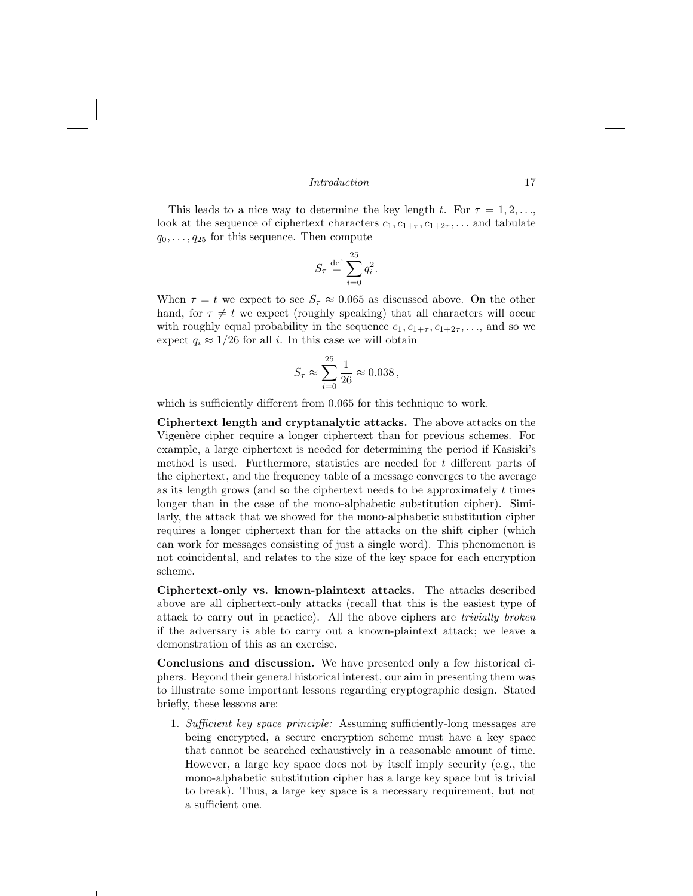This leads to a nice way to determine the key length $t$. For $\tau = 1, 2, \ldots$, look at the sequence of ciphertext characters $c_1, c_{1+\tau}, c_{1+2\tau}, \ldots$ and tabulate $q_0, \ldots, q_{25}$ for this sequence. Then compute

$$S_\tau \stackrel{\text{def}}{=} \sum_{i=0}^{25} q_i^2.$$

When $\tau = t$ we expect to see $S_\tau \approx 0.065$ as discussed above. On the other hand, for $\tau \neq t$ we expect (roughly speaking) that all characters will occur with roughly equal probability in the sequence $c_1, c_{1+\tau}, c_{1+2\tau}, \ldots$, and so we expect $q_i \approx 1/26$ for all $i$. In this case we will obtain

$$S_\tau \approx \sum_{i=0}^{25} \frac{1}{26} \approx 0.038\,,$$

which is sufficiently different from 0.065 for this technique to work.

**Ciphertext length and cryptanalytic attacks.** The above attacks on the Vigenère cipher require a longer ciphertext than for previous schemes. For example, a large ciphertext is needed for determining the period if Kasiski's method is used. Furthermore, statistics are needed for $t$ different parts of the ciphertext, and the frequency table of a message converges to the average as its length grows (and so the ciphertext needs to be approximately $t$ times longer than in the case of the mono-alphabetic substitution cipher). Similarly, the attack that we showed for the mono-alphabetic substitution cipher requires a longer ciphertext than for the attacks on the shift cipher (which can work for messages consisting of just a single word). This phenomenon is not coincidental, and relates to the size of the key space for each encryption scheme.

**Ciphertext-only vs. known-plaintext attacks.** The attacks described above are all ciphertext-only attacks (recall that this is the easiest type of attack to carry out in practice). All the above ciphers are *trivially broken* if the adversary is able to carry out a known-plaintext attack; we leave a demonstration of this as an exercise.

**Conclusions and discussion.** We have presented only a few historical ciphers. Beyond their general historical interest, our aim in presenting them was to illustrate some important lessons regarding cryptographic design. Stated briefly, these lessons are:

1. *Sufficient key space principle:* Assuming sufficiently-long messages are being encrypted, a secure encryption scheme must have a key space that cannot be searched exhaustively in a reasonable amount of time. However, a large key space does not by itself imply security (e.g., the mono-alphabetic substitution cipher has a large key space but is trivial to break). Thus, a large key space is a necessary requirement, but not a sufficient one.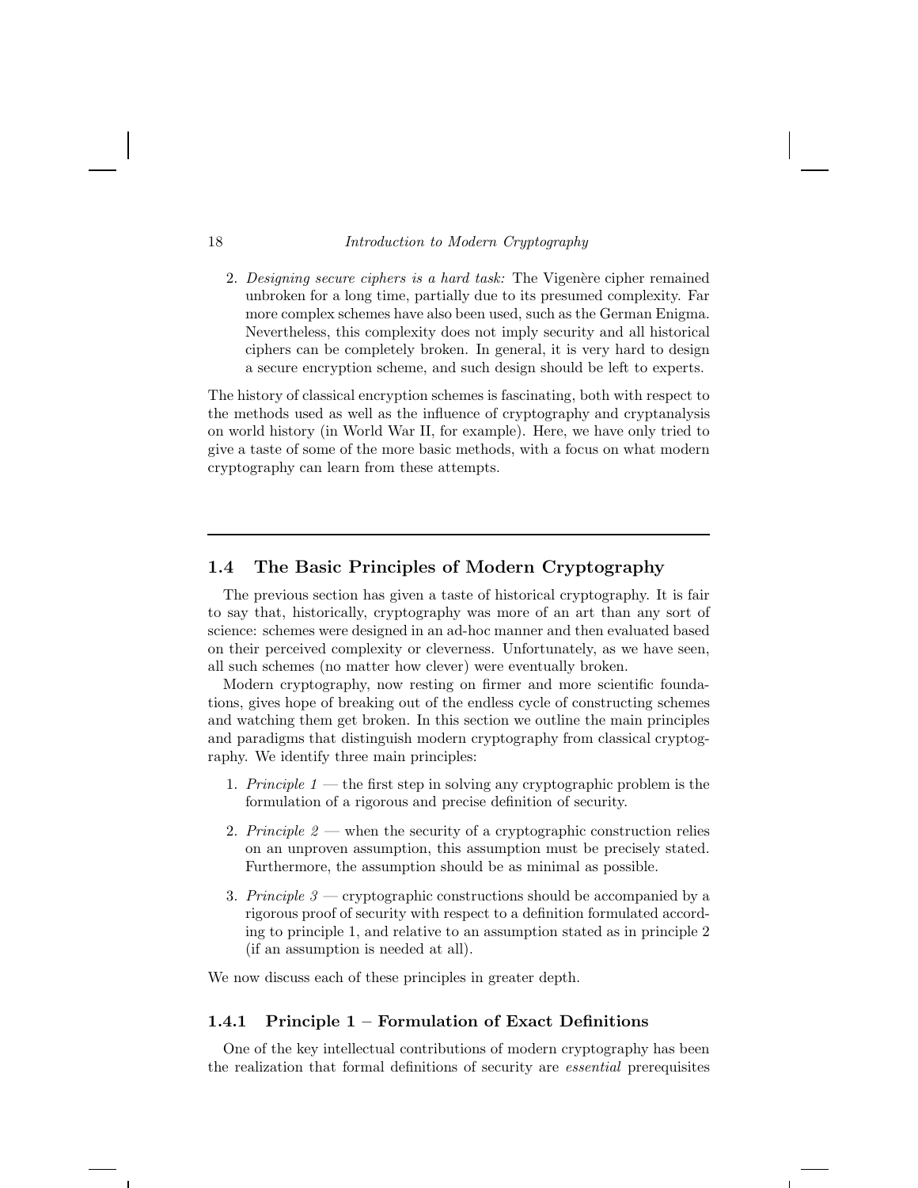2. *Designing secure ciphers is a hard task:* The Vigenère cipher remained unbroken for a long time, partially due to its presumed complexity. Far more complex schemes have also been used, such as the German Enigma. Nevertheless, this complexity does not imply security and all historical ciphers can be completely broken. In general, it is very hard to design a secure encryption scheme, and such design should be left to experts.

The history of classical encryption schemes is fascinating, both with respect to the methods used as well as the influence of cryptography and cryptanalysis on world history (in World War II, for example). Here, we have only tried to give a taste of some of the more basic methods, with a focus on what modern cryptography can learn from these attempts.

## 1.4 The Basic Principles of Modern Cryptography

The previous section has given a taste of historical cryptography. It is fair to say that, historically, cryptography was more of an art than any sort of science: schemes were designed in an ad-hoc manner and then evaluated based on their perceived complexity or cleverness. Unfortunately, as we have seen, all such schemes (no matter how clever) were eventually broken.

Modern cryptography, now resting on firmer and more scientific foundations, gives hope of breaking out of the endless cycle of constructing schemes and watching them get broken. In this section we outline the main principles and paradigms that distinguish modern cryptography from classical cryptography. We identify three main principles:

1. *Principle 1* — the first step in solving any cryptographic problem is the formulation of a rigorous and precise definition of security.
2. *Principle 2* — when the security of a cryptographic construction relies on an unproven assumption, this assumption must be precisely stated. Furthermore, the assumption should be as minimal as possible.
3. *Principle 3* — cryptographic constructions should be accompanied by a rigorous proof of security with respect to a definition formulated according to principle 1, and relative to an assumption stated as in principle 2 (if an assumption is needed at all).

We now discuss each of these principles in greater depth.

### 1.4.1 Principle 1 – Formulation of Exact Definitions

One of the key intellectual contributions of modern cryptography has been the realization that formal definitions of security are *essential* prerequisites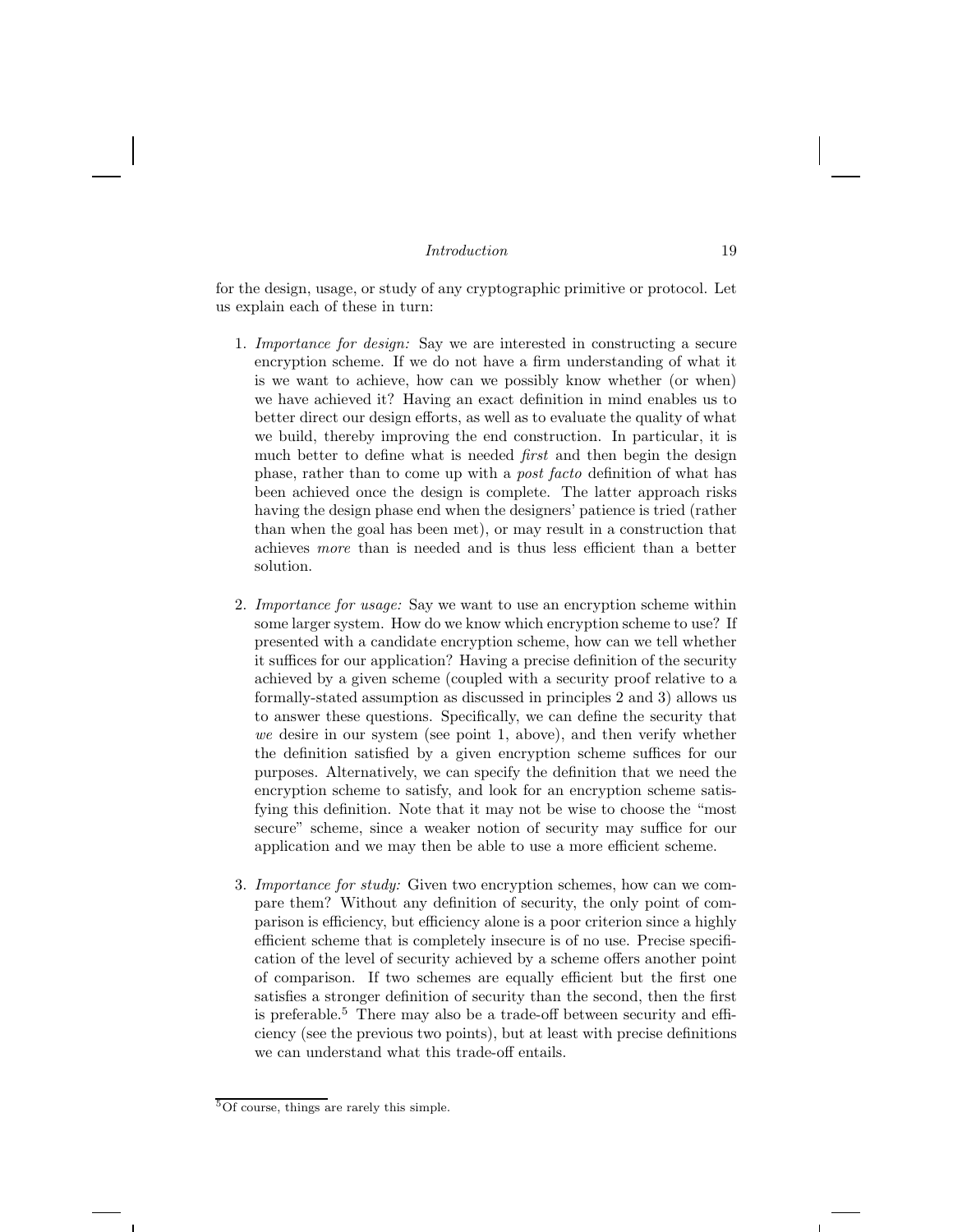for the design, usage, or study of any cryptographic primitive or protocol. Let us explain each of these in turn:

1. *Importance for design:* Say we are interested in constructing a secure encryption scheme. If we do not have a firm understanding of what it is we want to achieve, how can we possibly know whether (or when) we have achieved it? Having an exact definition in mind enables us to better direct our design efforts, as well as to evaluate the quality of what we build, thereby improving the end construction. In particular, it is much better to define what is needed *first* and then begin the design phase, rather than to come up with a *post facto* definition of what has been achieved once the design is complete. The latter approach risks having the design phase end when the designers' patience is tried (rather than when the goal has been met), or may result in a construction that achieves *more* than is needed and is thus less efficient than a better solution.

2. *Importance for usage:* Say we want to use an encryption scheme within some larger system. How do we know which encryption scheme to use? If presented with a candidate encryption scheme, how can we tell whether it suffices for our application? Having a precise definition of the security achieved by a given scheme (coupled with a security proof relative to a formally-stated assumption as discussed in principles 2 and 3) allows us to answer these questions. Specifically, we can define the security that *we* desire in our system (see point 1, above), and then verify whether the definition satisfied by a given encryption scheme suffices for our purposes. Alternatively, we can specify the definition that we need the encryption scheme to satisfy, and look for an encryption scheme satisfying this definition. Note that it may not be wise to choose the "most secure" scheme, since a weaker notion of security may suffice for our application and we may then be able to use a more efficient scheme.

3. *Importance for study:* Given two encryption schemes, how can we compare them? Without any definition of security, the only point of comparison is efficiency, but efficiency alone is a poor criterion since a highly efficient scheme that is completely insecure is of no use. Precise specification of the level of security achieved by a scheme offers another point of comparison. If two schemes are equally efficient but the first one satisfies a stronger definition of security than the second, then the first is preferable.[5] There may also be a trade-off between security and efficiency (see the previous two points), but at least with precise definitions we can understand what this trade-off entails.

[5] Of course, things are rarely this simple.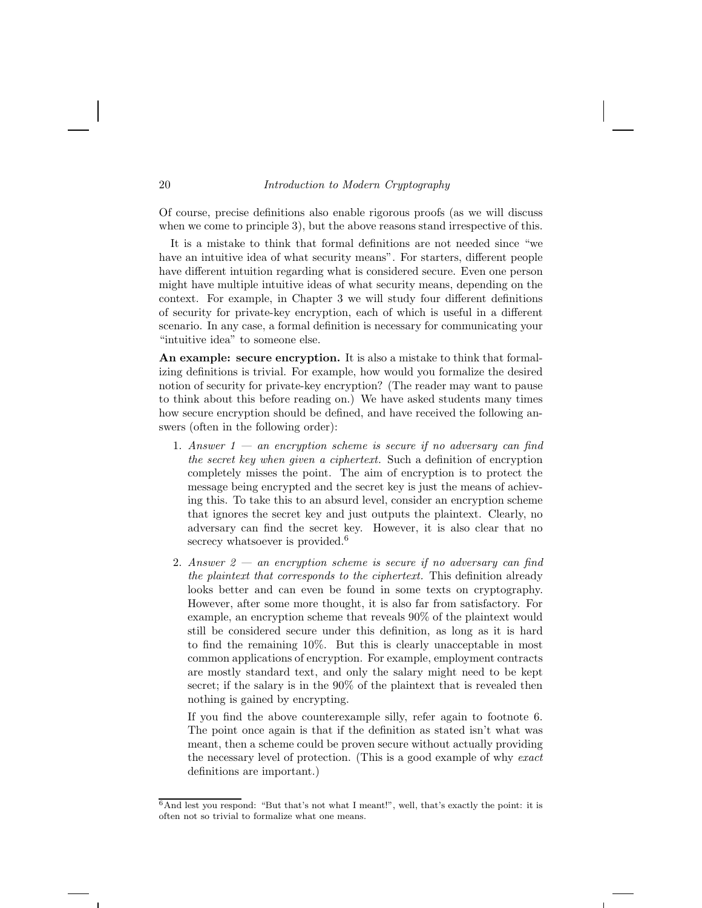Of course, precise definitions also enable rigorous proofs (as we will discuss when we come to principle 3), but the above reasons stand irrespective of this.

It is a mistake to think that formal definitions are not needed since "we have an intuitive idea of what security means". For starters, different people have different intuition regarding what is considered secure. Even one person might have multiple intuitive ideas of what security means, depending on the context. For example, in Chapter 3 we will study four different definitions of security for private-key encryption, each of which is useful in a different scenario. In any case, a formal definition is necessary for communicating your "intuitive idea" to someone else.

**An example: secure encryption.** It is also a mistake to think that formalizing definitions is trivial. For example, how would you formalize the desired notion of security for private-key encryption? (The reader may want to pause to think about this before reading on.) We have asked students many times how secure encryption should be defined, and have received the following answers (often in the following order):

1. *Answer 1 — an encryption scheme is secure if no adversary can find the secret key when given a ciphertext.* Such a definition of encryption completely misses the point. The aim of encryption is to protect the message being encrypted and the secret key is just the means of achieving this. To take this to an absurd level, consider an encryption scheme that ignores the secret key and just outputs the plaintext. Clearly, no adversary can find the secret key. However, it is also clear that no secrecy whatsoever is provided.[6]

2. *Answer 2 — an encryption scheme is secure if no adversary can find the plaintext that corresponds to the ciphertext.* This definition already looks better and can even be found in some texts on cryptography. However, after some more thought, it is also far from satisfactory. For example, an encryption scheme that reveals 90% of the plaintext would still be considered secure under this definition, as long as it is hard to find the remaining 10%. But this is clearly unacceptable in most common applications of encryption. For example, employment contracts are mostly standard text, and only the salary might need to be kept secret; if the salary is in the 90% of the plaintext that is revealed then nothing is gained by encrypting.

   If you find the above counterexample silly, refer again to footnote 6. The point once again is that if the definition as stated isn't what was meant, then a scheme could be proven secure without actually providing the necessary level of protection. (This is a good example of why *exact* definitions are important.)

[6] And lest you respond: "But that's not what I meant!", well, that's exactly the point: it is often not so trivial to formalize what one means.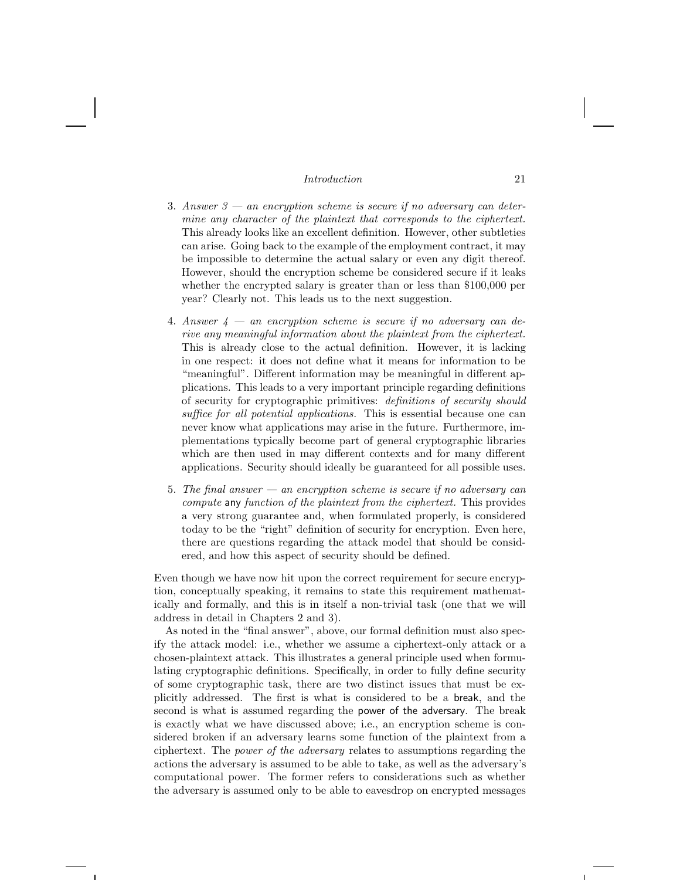3. *Answer 3 — an encryption scheme is secure if no adversary can determine any character of the plaintext that corresponds to the ciphertext.* This already looks like an excellent definition. However, other subtleties can arise. Going back to the example of the employment contract, it may be impossible to determine the actual salary or even any digit thereof. However, should the encryption scheme be considered secure if it leaks whether the encrypted salary is greater than or less than $100,000 per year? Clearly not. This leads us to the next suggestion.

4. *Answer 4 — an encryption scheme is secure if no adversary can derive any meaningful information about the plaintext from the ciphertext.* This is already close to the actual definition. However, it is lacking in one respect: it does not define what it means for information to be "meaningful". Different information may be meaningful in different applications. This leads to a very important principle regarding definitions of security for cryptographic primitives: *definitions of security should suffice for all potential applications.* This is essential because one can never know what applications may arise in the future. Furthermore, implementations typically become part of general cryptographic libraries which are then used in may different contexts and for many different applications. Security should ideally be guaranteed for all possible uses.

5. *The final answer — an encryption scheme is secure if no adversary can compute* any *function of the plaintext from the ciphertext.* This provides a very strong guarantee and, when formulated properly, is considered today to be the "right" definition of security for encryption. Even here, there are questions regarding the attack model that should be considered, and how this aspect of security should be defined.

Even though we have now hit upon the correct requirement for secure encryption, conceptually speaking, it remains to state this requirement mathematically and formally, and this is in itself a non-trivial task (one that we will address in detail in Chapters 2 and 3).

As noted in the "final answer", above, our formal definition must also specify the attack model: i.e., whether we assume a ciphertext-only attack or a chosen-plaintext attack. This illustrates a general principle used when formulating cryptographic definitions. Specifically, in order to fully define security of some cryptographic task, there are two distinct issues that must be explicitly addressed. The first is what is considered to be a break, and the second is what is assumed regarding the power of the adversary. The break is exactly what we have discussed above; i.e., an encryption scheme is considered broken if an adversary learns some function of the plaintext from a ciphertext. The *power of the adversary* relates to assumptions regarding the actions the adversary is assumed to be able to take, as well as the adversary's computational power. The former refers to considerations such as whether the adversary is assumed only to be able to eavesdrop on encrypted messages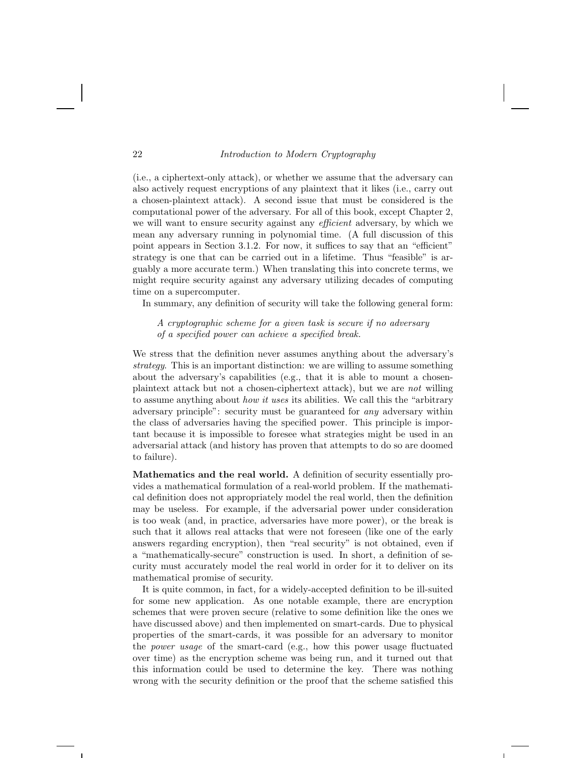(i.e., a ciphertext-only attack), or whether we assume that the adversary can also actively request encryptions of any plaintext that it likes (i.e., carry out a chosen-plaintext attack). A second issue that must be considered is the computational power of the adversary. For all of this book, except Chapter 2, we will want to ensure security against any *efficient* adversary, by which we mean any adversary running in polynomial time. (A full discussion of this point appears in Section 3.1.2. For now, it suffices to say that an "efficient" strategy is one that can be carried out in a lifetime. Thus "feasible" is arguably a more accurate term.) When translating this into concrete terms, we might require security against any adversary utilizing decades of computing time on a supercomputer.

In summary, any definition of security will take the following general form:

> *A cryptographic scheme for a given task is secure if no adversary of a specified power can achieve a specified break.*

We stress that the definition never assumes anything about the adversary's *strategy*. This is an important distinction: we are willing to assume something about the adversary's capabilities (e.g., that it is able to mount a chosen-plaintext attack but not a chosen-ciphertext attack), but we are *not* willing to assume anything about *how it uses* its abilities. We call this the "arbitrary adversary principle": security must be guaranteed for *any* adversary within the class of adversaries having the specified power. This principle is important because it is impossible to foresee what strategies might be used in an adversarial attack (and history has proven that attempts to do so are doomed to failure).

**Mathematics and the real world.** A definition of security essentially provides a mathematical formulation of a real-world problem. If the mathematical definition does not appropriately model the real world, then the definition may be useless. For example, if the adversarial power under consideration is too weak (and, in practice, adversaries have more power), or the break is such that it allows real attacks that were not foreseen (like one of the early answers regarding encryption), then "real security" is not obtained, even if a "mathematically-secure" construction is used. In short, a definition of security must accurately model the real world in order for it to deliver on its mathematical promise of security.

It is quite common, in fact, for a widely-accepted definition to be ill-suited for some new application. As one notable example, there are encryption schemes that were proven secure (relative to some definition like the ones we have discussed above) and then implemented on smart-cards. Due to physical properties of the smart-cards, it was possible for an adversary to monitor the *power usage* of the smart-card (e.g., how this power usage fluctuated over time) as the encryption scheme was being run, and it turned out that this information could be used to determine the key. There was nothing wrong with the security definition or the proof that the scheme satisfied this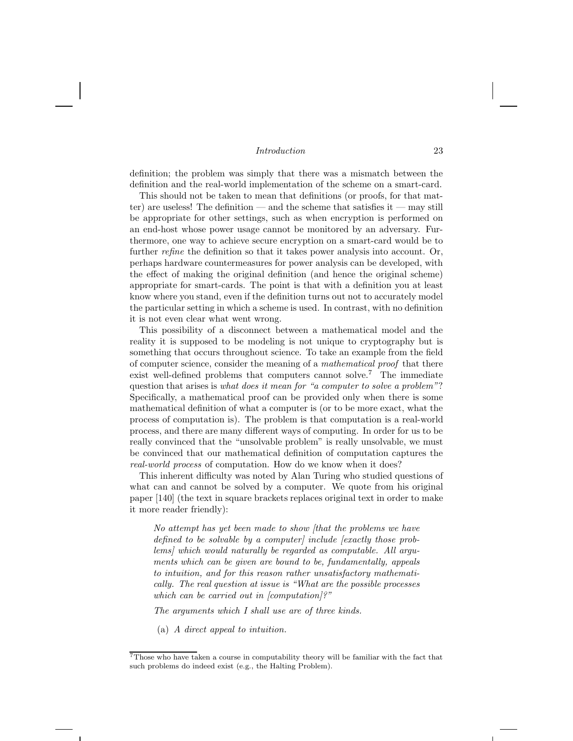definition; the problem was simply that there was a mismatch between the definition and the real-world implementation of the scheme on a smart-card.

This should not be taken to mean that definitions (or proofs, for that matter) are useless! The definition — and the scheme that satisfies it — may still be appropriate for other settings, such as when encryption is performed on an end-host whose power usage cannot be monitored by an adversary. Furthermore, one way to achieve secure encryption on a smart-card would be to further *refine* the definition so that it takes power analysis into account. Or, perhaps hardware countermeasures for power analysis can be developed, with the effect of making the original definition (and hence the original scheme) appropriate for smart-cards. The point is that with a definition you at least know where you stand, even if the definition turns out not to accurately model the particular setting in which a scheme is used. In contrast, with no definition it is not even clear what went wrong.

This possibility of a disconnect between a mathematical model and the reality it is supposed to be modeling is not unique to cryptography but is something that occurs throughout science. To take an example from the field of computer science, consider the meaning of a *mathematical proof* that there exist well-defined problems that computers cannot solve.[7] The immediate question that arises is *what does it mean for "a computer to solve a problem"*? Specifically, a mathematical proof can be provided only when there is some mathematical definition of what a computer is (or to be more exact, what the process of computation is). The problem is that computation is a real-world process, and there are many different ways of computing. In order for us to be really convinced that the "unsolvable problem" is really unsolvable, we must be convinced that our mathematical definition of computation captures the *real-world process* of computation. How do we know when it does?

This inherent difficulty was noted by Alan Turing who studied questions of what can and cannot be solved by a computer. We quote from his original paper [140] (the text in square brackets replaces original text in order to make it more reader friendly):

> *No attempt has yet been made to show [that the problems we have defined to be solvable by a computer] include [exactly those problems] which would naturally be regarded as computable. All arguments which can be given are bound to be, fundamentally, appeals to intuition, and for this reason rather unsatisfactory mathematically. The real question at issue is "What are the possible processes which can be carried out in [computation]?"*
>
> *The arguments which I shall use are of three kinds.*
>
> (a) *A direct appeal to intuition.*

[7] Those who have taken a course in computability theory will be familiar with the fact that such problems do indeed exist (e.g., the Halting Problem).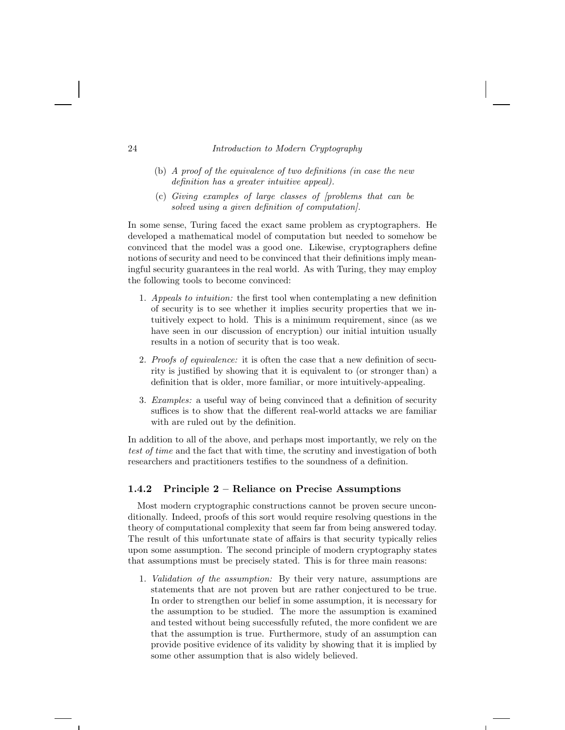(b) *A proof of the equivalence of two definitions (in case the new definition has a greater intuitive appeal).*

(c) *Giving examples of large classes of [problems that can be solved using a given definition of computation].*

In some sense, Turing faced the exact same problem as cryptographers. He developed a mathematical model of computation but needed to somehow be convinced that the model was a good one. Likewise, cryptographers define notions of security and need to be convinced that their definitions imply meaningful security guarantees in the real world. As with Turing, they may employ the following tools to become convinced:

1. *Appeals to intuition:* the first tool when contemplating a new definition of security is to see whether it implies security properties that we intuitively expect to hold. This is a minimum requirement, since (as we have seen in our discussion of encryption) our initial intuition usually results in a notion of security that is too weak.

2. *Proofs of equivalence:* it is often the case that a new definition of security is justified by showing that it is equivalent to (or stronger than) a definition that is older, more familiar, or more intuitively-appealing.

3. *Examples:* a useful way of being convinced that a definition of security suffices is to show that the different real-world attacks we are familiar with are ruled out by the definition.

In addition to all of the above, and perhaps most importantly, we rely on the *test of time* and the fact that with time, the scrutiny and investigation of both researchers and practitioners testifies to the soundness of a definition.

### 1.4.2 Principle 2 – Reliance on Precise Assumptions

Most modern cryptographic constructions cannot be proven secure unconditionally. Indeed, proofs of this sort would require resolving questions in the theory of computational complexity that seem far from being answered today. The result of this unfortunate state of affairs is that security typically relies upon some assumption. The second principle of modern cryptography states that assumptions must be precisely stated. This is for three main reasons:

1. *Validation of the assumption:* By their very nature, assumptions are statements that are not proven but are rather conjectured to be true. In order to strengthen our belief in some assumption, it is necessary for the assumption to be studied. The more the assumption is examined and tested without being successfully refuted, the more confident we are that the assumption is true. Furthermore, study of an assumption can provide positive evidence of its validity by showing that it is implied by some other assumption that is also widely believed.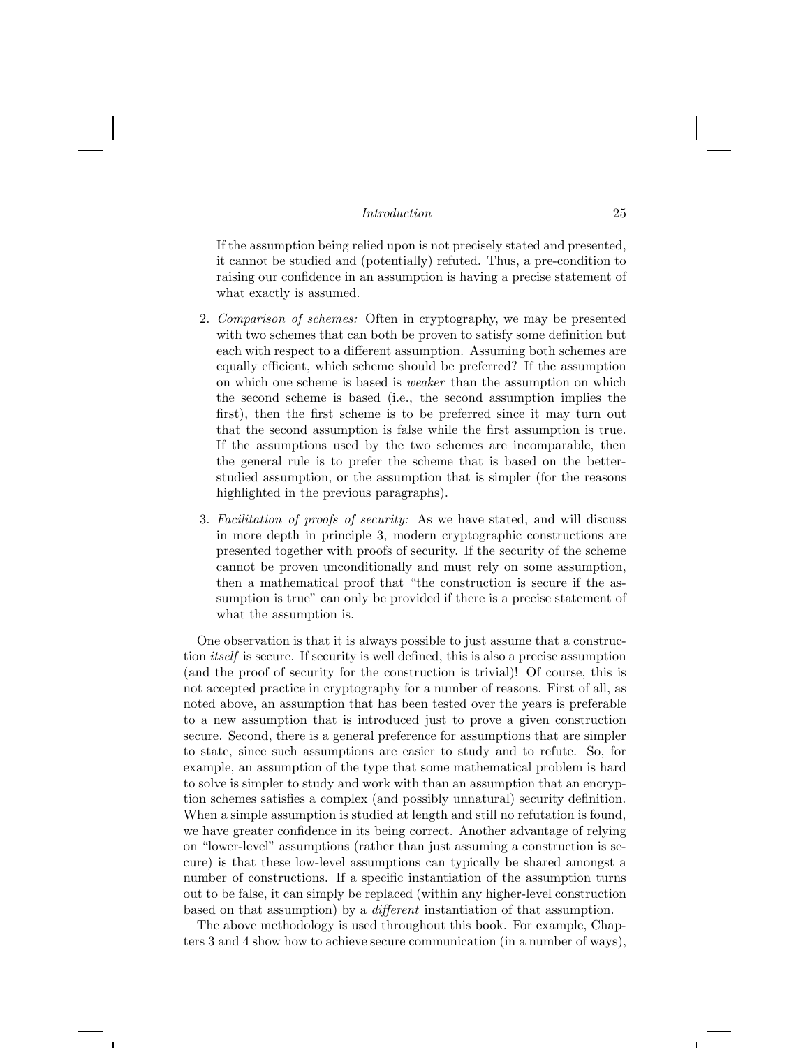If the assumption being relied upon is not precisely stated and presented, it cannot be studied and (potentially) refuted. Thus, a pre-condition to raising our confidence in an assumption is having a precise statement of what exactly is assumed.

2. *Comparison of schemes:* Often in cryptography, we may be presented with two schemes that can both be proven to satisfy some definition but each with respect to a different assumption. Assuming both schemes are equally efficient, which scheme should be preferred? If the assumption on which one scheme is based is *weaker* than the assumption on which the second scheme is based (i.e., the second assumption implies the first), then the first scheme is to be preferred since it may turn out that the second assumption is false while the first assumption is true. If the assumptions used by the two schemes are incomparable, then the general rule is to prefer the scheme that is based on the better-studied assumption, or the assumption that is simpler (for the reasons highlighted in the previous paragraphs).

3. *Facilitation of proofs of security:* As we have stated, and will discuss in more depth in principle 3, modern cryptographic constructions are presented together with proofs of security. If the security of the scheme cannot be proven unconditionally and must rely on some assumption, then a mathematical proof that "the construction is secure if the assumption is true" can only be provided if there is a precise statement of what the assumption is.

One observation is that it is always possible to just assume that a construction *itself* is secure. If security is well defined, this is also a precise assumption (and the proof of security for the construction is trivial)! Of course, this is not accepted practice in cryptography for a number of reasons. First of all, as noted above, an assumption that has been tested over the years is preferable to a new assumption that is introduced just to prove a given construction secure. Second, there is a general preference for assumptions that are simpler to state, since such assumptions are easier to study and to refute. So, for example, an assumption of the type that some mathematical problem is hard to solve is simpler to study and work with than an assumption that an encryption schemes satisfies a complex (and possibly unnatural) security definition. When a simple assumption is studied at length and still no refutation is found, we have greater confidence in its being correct. Another advantage of relying on "lower-level" assumptions (rather than just assuming a construction is secure) is that these low-level assumptions can typically be shared amongst a number of constructions. If a specific instantiation of the assumption turns out to be false, it can simply be replaced (within any higher-level construction based on that assumption) by a *different* instantiation of that assumption.

The above methodology is used throughout this book. For example, Chapters 3 and 4 show how to achieve secure communication (in a number of ways),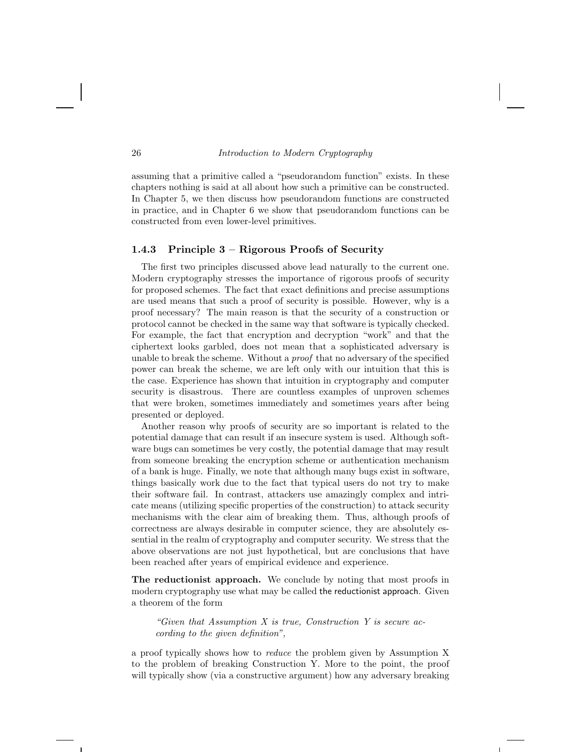assuming that a primitive called a "pseudorandom function" exists. In these chapters nothing is said at all about how such a primitive can be constructed. In Chapter 5, we then discuss how pseudorandom functions are constructed in practice, and in Chapter 6 we show that pseudorandom functions can be constructed from even lower-level primitives.

### 1.4.3 Principle 3 – Rigorous Proofs of Security

The first two principles discussed above lead naturally to the current one. Modern cryptography stresses the importance of rigorous proofs of security for proposed schemes. The fact that exact definitions and precise assumptions are used means that such a proof of security is possible. However, why is a proof necessary? The main reason is that the security of a construction or protocol cannot be checked in the same way that software is typically checked. For example, the fact that encryption and decryption "work" and that the ciphertext looks garbled, does not mean that a sophisticated adversary is unable to break the scheme. Without a *proof* that no adversary of the specified power can break the scheme, we are left only with our intuition that this is the case. Experience has shown that intuition in cryptography and computer security is disastrous. There are countless examples of unproven schemes that were broken, sometimes immediately and sometimes years after being presented or deployed.

Another reason why proofs of security are so important is related to the potential damage that can result if an insecure system is used. Although software bugs can sometimes be very costly, the potential damage that may result from someone breaking the encryption scheme or authentication mechanism of a bank is huge. Finally, we note that although many bugs exist in software, things basically work due to the fact that typical users do not try to make their software fail. In contrast, attackers use amazingly complex and intricate means (utilizing specific properties of the construction) to attack security mechanisms with the clear aim of breaking them. Thus, although proofs of correctness are always desirable in computer science, they are absolutely essential in the realm of cryptography and computer security. We stress that the above observations are not just hypothetical, but are conclusions that have been reached after years of empirical evidence and experience.

**The reductionist approach.** We conclude by noting that most proofs in modern cryptography use what may be called the reductionist approach. Given a theorem of the form

> *"Given that Assumption X is true, Construction Y is secure according to the given definition",*

a proof typically shows how to *reduce* the problem given by Assumption X to the problem of breaking Construction Y. More to the point, the proof will typically show (via a constructive argument) how any adversary breaking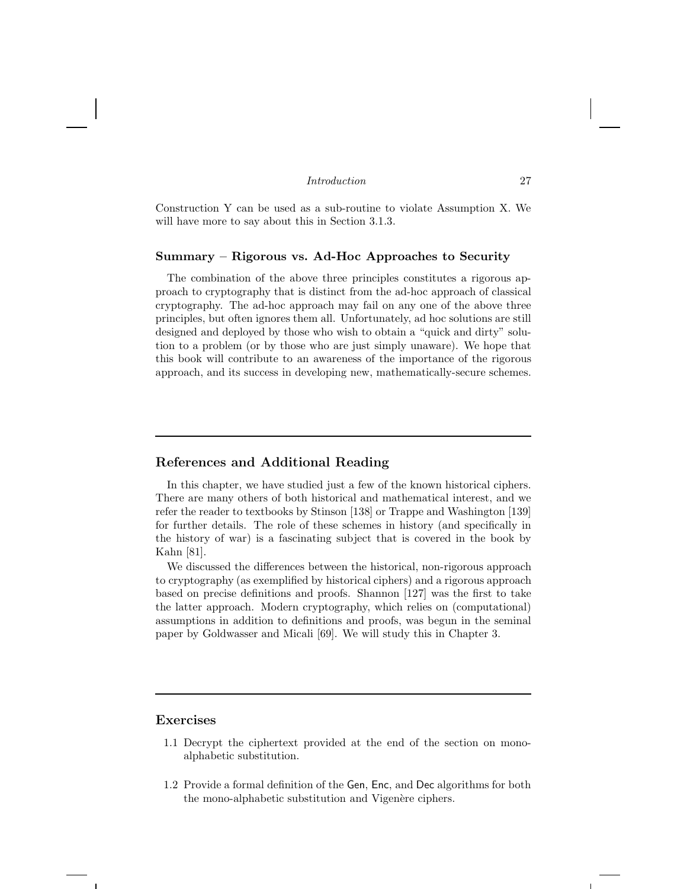Construction Y can be used as a sub-routine to violate Assumption X. We will have more to say about this in Section 3.1.3.

### Summary – Rigorous vs. Ad-Hoc Approaches to Security

The combination of the above three principles constitutes a rigorous approach to cryptography that is distinct from the ad-hoc approach of classical cryptography. The ad-hoc approach may fail on any one of the above three principles, but often ignores them all. Unfortunately, ad hoc solutions are still designed and deployed by those who wish to obtain a "quick and dirty" solution to a problem (or by those who are just simply unaware). We hope that this book will contribute to an awareness of the importance of the rigorous approach, and its success in developing new, mathematically-secure schemes.

---

## References and Additional Reading

In this chapter, we have studied just a few of the known historical ciphers. There are many others of both historical and mathematical interest, and we refer the reader to textbooks by Stinson [138] or Trappe and Washington [139] for further details. The role of these schemes in history (and specifically in the history of war) is a fascinating subject that is covered in the book by Kahn [81].

We discussed the differences between the historical, non-rigorous approach to cryptography (as exemplified by historical ciphers) and a rigorous approach based on precise definitions and proofs. Shannon [127] was the first to take the latter approach. Modern cryptography, which relies on (computational) assumptions in addition to definitions and proofs, was begun in the seminal paper by Goldwasser and Micali [69]. We will study this in Chapter 3.

---

## Exercises

1.1 Decrypt the ciphertext provided at the end of the section on mono-alphabetic substitution.

1.2 Provide a formal definition of the Gen, Enc, and Dec algorithms for both the mono-alphabetic substitution and Vigenère ciphers.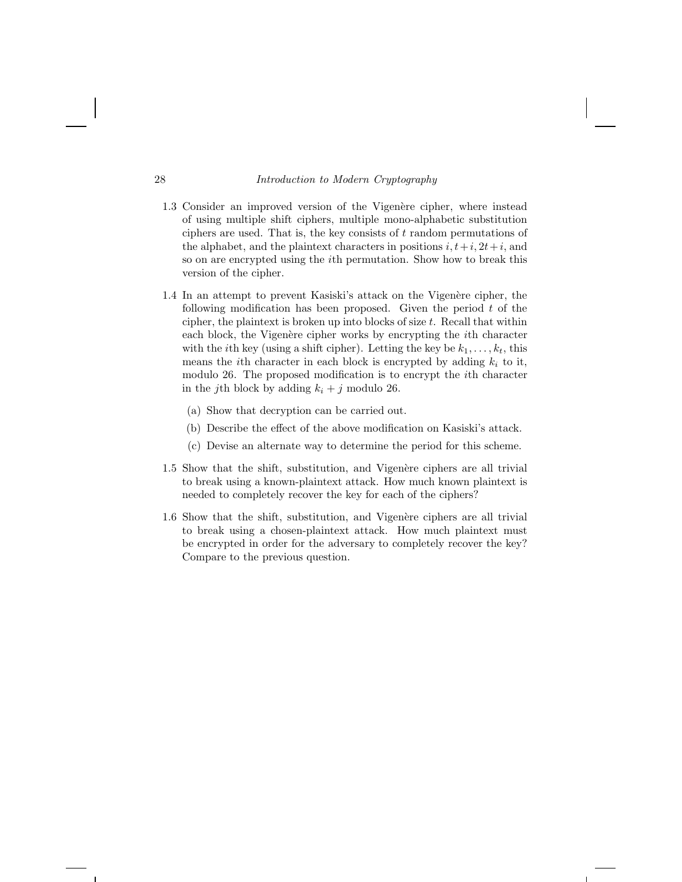1.3 Consider an improved version of the Vigenère cipher, where instead of using multiple shift ciphers, multiple mono-alphabetic substitution ciphers are used. That is, the key consists of $t$ random permutations of the alphabet, and the plaintext characters in positions $i, t+i, 2t+i$, and so on are encrypted using the $i$th permutation. Show how to break this version of the cipher.

1.4 In an attempt to prevent Kasiski's attack on the Vigenère cipher, the following modification has been proposed. Given the period $t$ of the cipher, the plaintext is broken up into blocks of size $t$. Recall that within each block, the Vigenère cipher works by encrypting the $i$th character with the $i$th key (using a shift cipher). Letting the key be $k_1, \ldots, k_t$, this means the $i$th character in each block is encrypted by adding $k_i$ to it, modulo 26. The proposed modification is to encrypt the $i$th character in the $j$th block by adding $k_i + j$ modulo 26.

   (a) Show that decryption can be carried out.

   (b) Describe the effect of the above modification on Kasiski's attack.

   (c) Devise an alternate way to determine the period for this scheme.

1.5 Show that the shift, substitution, and Vigenère ciphers are all trivial to break using a known-plaintext attack. How much known plaintext is needed to completely recover the key for each of the ciphers?

1.6 Show that the shift, substitution, and Vigenère ciphers are all trivial to break using a chosen-plaintext attack. How much plaintext must be encrypted in order for the adversary to completely recover the key? Compare to the previous question.